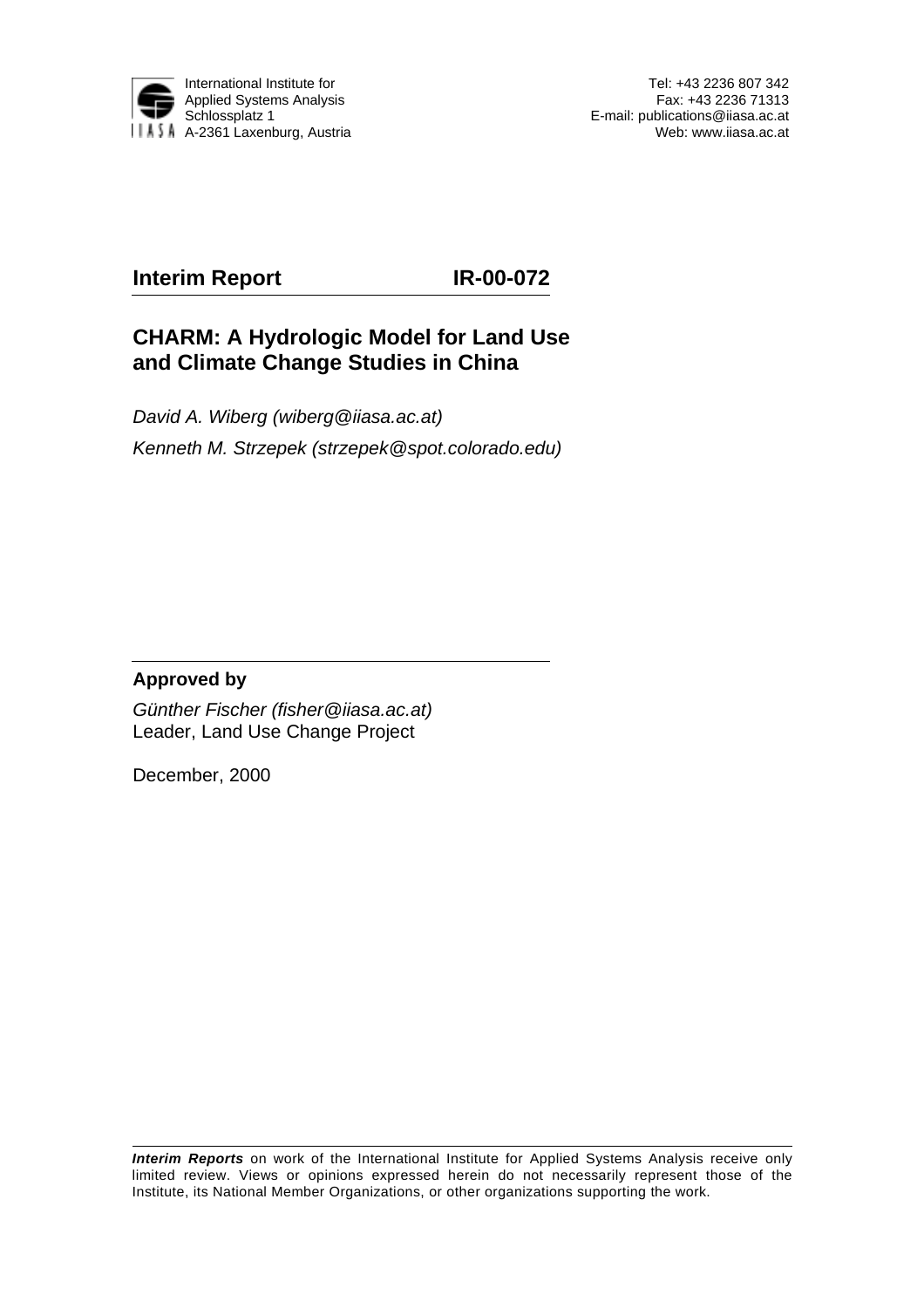International Institute for
Applied Systems Analysis
Schlossplatz 1
A-2361 Laxenburg, Austria

Tel: +43 2236 807 342
Fax: +43 2236 71313
E-mail: publications@iiasa.ac.at
Web: www.iiasa.ac.at

**Interim Report IR-00-072**

# CHARM: A Hydrologic Model for Land Use and Climate Change Studies in China

*David A. Wiberg (wiberg@iiasa.ac.at)*

*Kenneth M. Strzepek (strzepek@spot.colorado.edu)*

**Approved by**

*Günther Fischer (fisher@iiasa.ac.at)*
Leader, Land Use Change Project

December, 2000

***Interim Reports*** on work of the International Institute for Applied Systems Analysis receive only limited review. Views or opinions expressed herein do not necessarily represent those of the Institute, its National Member Organizations, or other organizations supporting the work.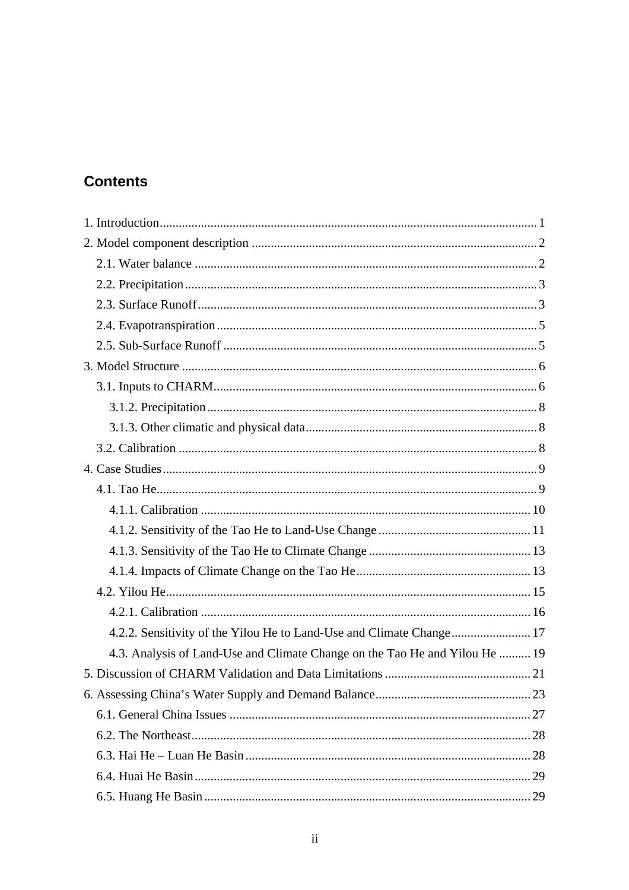## Contents

1. Introduction ..................... 1
2. Model component description ..................... 2
    - 2.1. Water balance ..................... 2
    - 2.2. Precipitation ..................... 3
    - 2.3. Surface Runoff ..................... 3
    - 2.4. Evapotranspiration ..................... 5
    - 2.5. Sub-Surface Runoff ..................... 5
3. Model Structure ..................... 6
    - 3.1. Inputs to CHARM ..................... 6
        - 3.1.2. Precipitation ..................... 8
        - 3.1.3. Other climatic and physical data ..................... 8
    - 3.2. Calibration ..................... 8
4. Case Studies ..................... 9
    - 4.1. Tao He ..................... 9
        - 4.1.1. Calibration ..................... 10
        - 4.1.2. Sensitivity of the Tao He to Land-Use Change ..................... 11
        - 4.1.3. Sensitivity of the Tao He to Climate Change ..................... 13
        - 4.1.4. Impacts of Climate Change on the Tao He ..................... 13
    - 4.2. Yilou He ..................... 15
        - 4.2.1. Calibration ..................... 16
        - 4.2.2. Sensitivity of the Yilou He to Land-Use and Climate Change ..................... 17
        - 4.3. Analysis of Land-Use and Climate Change on the Tao He and Yilou He ..................... 19
5. Discussion of CHARM Validation and Data Limitations ..................... 21
6. Assessing China's Water Supply and Demand Balance ..................... 23
    - 6.1. General China Issues ..................... 27
    - 6.2. The Northeast ..................... 28
    - 6.3. Hai He – Luan He Basin ..................... 28
    - 6.4. Huai He Basin ..................... 29
    - 6.5. Huang He Basin ..................... 29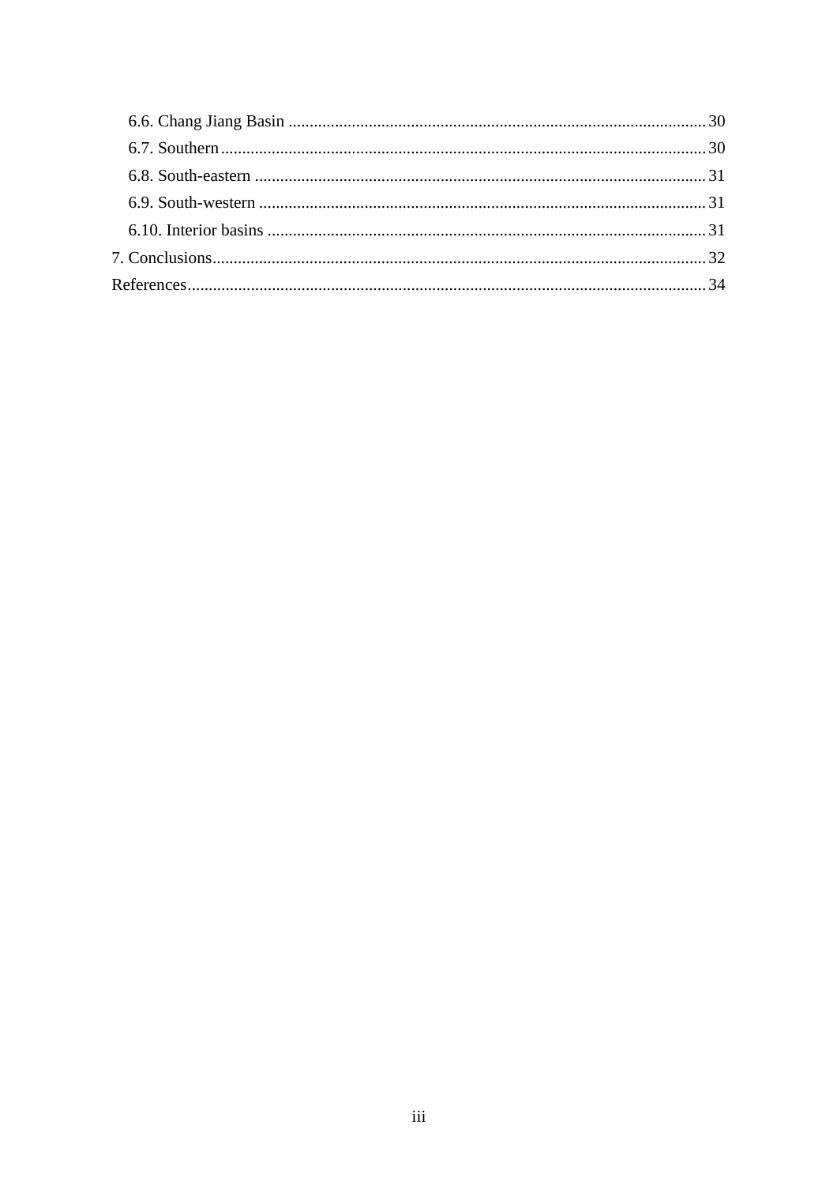6.6. Chang Jiang Basin ........................................................................................ 30
6.7. Southern ........................................................................................................ 30
6.8. South-eastern ................................................................................................. 31
6.9. South-western ................................................................................................ 31
6.10. Interior basins ............................................................................................. 31

7. Conclusions ........................................................................................................ 32

References ............................................................................................................. 34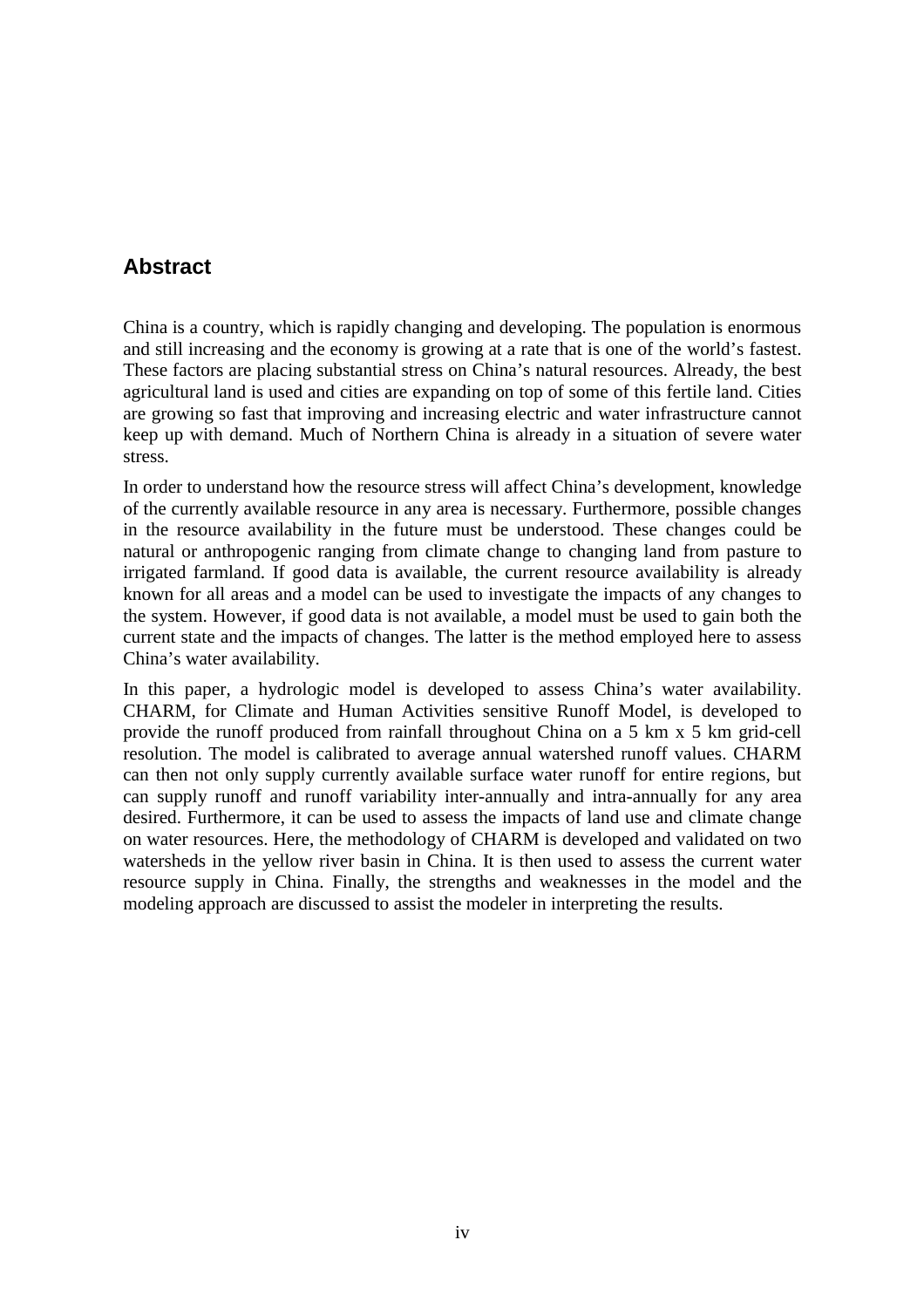## Abstract

China is a country, which is rapidly changing and developing. The population is enormous and still increasing and the economy is growing at a rate that is one of the world's fastest. These factors are placing substantial stress on China's natural resources. Already, the best agricultural land is used and cities are expanding on top of some of this fertile land. Cities are growing so fast that improving and increasing electric and water infrastructure cannot keep up with demand. Much of Northern China is already in a situation of severe water stress.

In order to understand how the resource stress will affect China's development, knowledge of the currently available resource in any area is necessary. Furthermore, possible changes in the resource availability in the future must be understood. These changes could be natural or anthropogenic ranging from climate change to changing land from pasture to irrigated farmland. If good data is available, the current resource availability is already known for all areas and a model can be used to investigate the impacts of any changes to the system. However, if good data is not available, a model must be used to gain both the current state and the impacts of changes. The latter is the method employed here to assess China's water availability.

In this paper, a hydrologic model is developed to assess China's water availability. CHARM, for Climate and Human Activities sensitive Runoff Model, is developed to provide the runoff produced from rainfall throughout China on a 5 km x 5 km grid-cell resolution. The model is calibrated to average annual watershed runoff values. CHARM can then not only supply currently available surface water runoff for entire regions, but can supply runoff and runoff variability inter-annually and intra-annually for any area desired. Furthermore, it can be used to assess the impacts of land use and climate change on water resources. Here, the methodology of CHARM is developed and validated on two watersheds in the yellow river basin in China. It is then used to assess the current water resource supply in China. Finally, the strengths and weaknesses in the model and the modeling approach are discussed to assist the modeler in interpreting the results.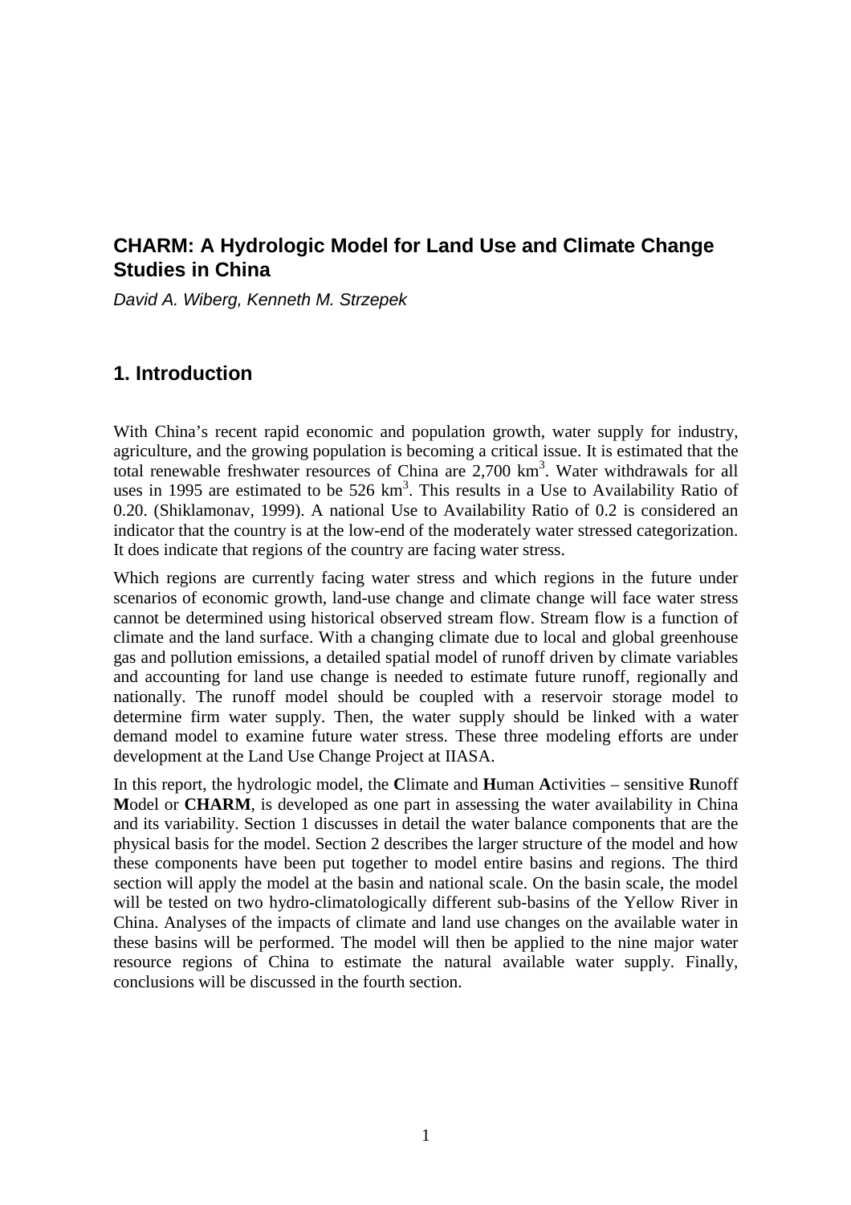## CHARM: A Hydrologic Model for Land Use and Climate Change Studies in China

*David A. Wiberg, Kenneth M. Strzepek*

## 1. Introduction

With China's recent rapid economic and population growth, water supply for industry, agriculture, and the growing population is becoming a critical issue. It is estimated that the total renewable freshwater resources of China are 2,700 $km^3$. Water withdrawals for all uses in 1995 are estimated to be 526 $km^3$. This results in a Use to Availability Ratio of 0.20. (Shiklamonav, 1999). A national Use to Availability Ratio of 0.2 is considered an indicator that the country is at the low-end of the moderately water stressed categorization. It does indicate that regions of the country are facing water stress.

Which regions are currently facing water stress and which regions in the future under scenarios of economic growth, land-use change and climate change will face water stress cannot be determined using historical observed stream flow. Stream flow is a function of climate and the land surface. With a changing climate due to local and global greenhouse gas and pollution emissions, a detailed spatial model of runoff driven by climate variables and accounting for land use change is needed to estimate future runoff, regionally and nationally. The runoff model should be coupled with a reservoir storage model to determine firm water supply. Then, the water supply should be linked with a water demand model to examine future water stress. These three modeling efforts are under development at the Land Use Change Project at IIASA.

In this report, the hydrologic model, the **C**limate and **H**uman **A**ctivities – sensitive **R**unoff **M**odel or **CHARM**, is developed as one part in assessing the water availability in China and its variability. Section 1 discusses in detail the water balance components that are the physical basis for the model. Section 2 describes the larger structure of the model and how these components have been put together to model entire basins and regions. The third section will apply the model at the basin and national scale. On the basin scale, the model will be tested on two hydro-climatologically different sub-basins of the Yellow River in China. Analyses of the impacts of climate and land use changes on the available water in these basins will be performed. The model will then be applied to the nine major water resource regions of China to estimate the natural available water supply. Finally, conclusions will be discussed in the fourth section.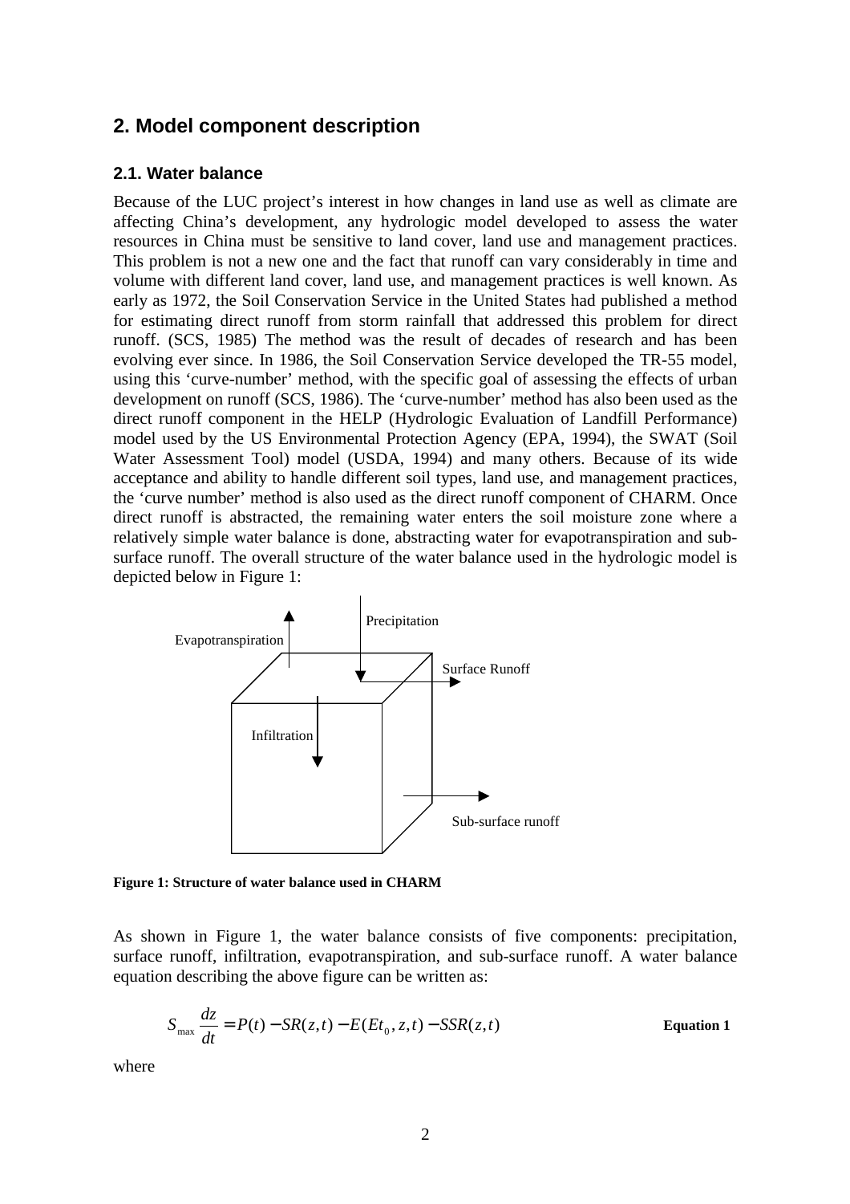## 2. Model component description

### 2.1. Water balance

Because of the LUC project's interest in how changes in land use as well as climate are affecting China's development, any hydrologic model developed to assess the water resources in China must be sensitive to land cover, land use and management practices. This problem is not a new one and the fact that runoff can vary considerably in time and volume with different land cover, land use, and management practices is well known. As early as 1972, the Soil Conservation Service in the United States had published a method for estimating direct runoff from storm rainfall that addressed this problem for direct runoff. (SCS, 1985) The method was the result of decades of research and has been evolving ever since. In 1986, the Soil Conservation Service developed the TR-55 model, using this 'curve-number' method, with the specific goal of assessing the effects of urban development on runoff (SCS, 1986). The 'curve-number' method has also been used as the direct runoff component in the HELP (Hydrologic Evaluation of Landfill Performance) model used by the US Environmental Protection Agency (EPA, 1994), the SWAT (Soil Water Assessment Tool) model (USDA, 1994) and many others. Because of its wide acceptance and ability to handle different soil types, land use, and management practices, the 'curve number' method is also used as the direct runoff component of CHARM. Once direct runoff is abstracted, the remaining water enters the soil moisture zone where a relatively simple water balance is done, abstracting water for evapotranspiration and sub-surface runoff. The overall structure of the water balance used in the hydrologic model is depicted below in Figure 1:

Evapotranspiration

Precipitation

Surface Runoff

Infiltration

Sub-surface runoff

**Figure 1: Structure of water balance used in CHARM**

As shown in Figure 1, the water balance consists of five components: precipitation, surface runoff, infiltration, evapotranspiration, and sub-surface runoff. A water balance equation describing the above figure can be written as:

$$S_{\max} \frac{dz}{dt} = P(t) - SR(z,t) - E(Et_0, z, t) - SSR(z,t) \qquad \textbf{Equation 1}$$

where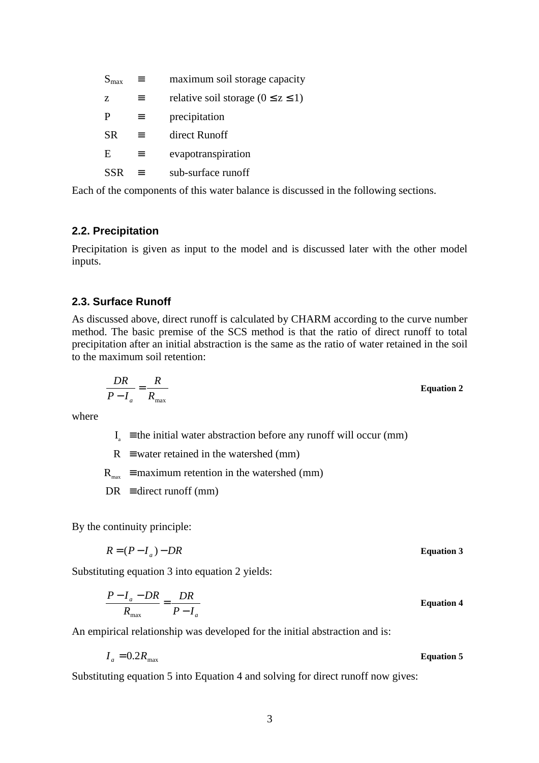$S_{max}$ ≡ maximum soil storage capacity

z ≡ relative soil storage ($0 \leq z \leq 1$)

P ≡ precipitation

SR ≡ direct Runoff

E ≡ evapotranspiration

SSR ≡ sub-surface runoff

Each of the components of this water balance is discussed in the following sections.

### 2.2. Precipitation

Precipitation is given as input to the model and is discussed later with the other model inputs.

### 2.3. Surface Runoff

As discussed above, direct runoff is calculated by CHARM according to the curve number method. The basic premise of the SCS method is that the ratio of direct runoff to total precipitation after an initial abstraction is the same as the ratio of water retained in the soil to the maximum soil retention:

$$\frac{DR}{P - I_a} = \frac{R}{R_{max}} \qquad \textbf{Equation 2}$$

where

$I_a$ ≡ the initial water abstraction before any runoff will occur (mm)

$R$ ≡ water retained in the watershed (mm)

$R_{max}$ ≡ maximum retention in the watershed (mm)

$DR$ ≡ direct runoff (mm)

By the continuity principle:

$$R = (P - I_a) - DR \qquad \textbf{Equation 3}$$

Substituting equation 3 into equation 2 yields:

$$\frac{P - I_a - DR}{R_{max}} = \frac{DR}{P - I_a} \qquad \textbf{Equation 4}$$

An empirical relationship was developed for the initial abstraction and is:

$$I_a = 0.2 R_{max} \qquad \textbf{Equation 5}$$

Substituting equation 5 into Equation 4 and solving for direct runoff now gives: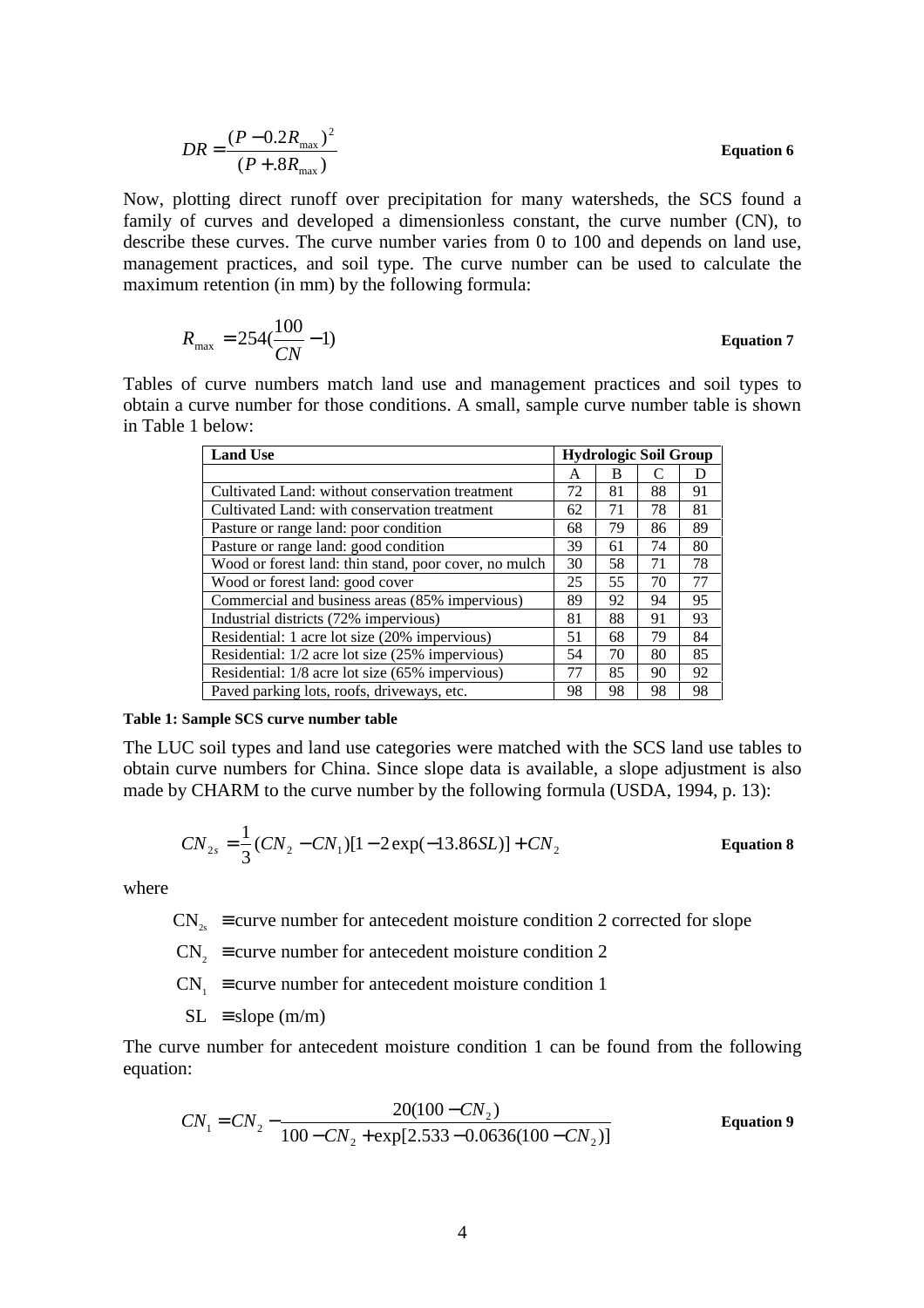$$DR = \frac{(P - 0.2R_{\max})^2}{(P + .8R_{\max})} \qquad \textbf{Equation 6}$$

Now, plotting direct runoff over precipitation for many watersheds, the SCS found a family of curves and developed a dimensionless constant, the curve number (CN), to describe these curves. The curve number varies from 0 to 100 and depends on land use, management practices, and soil type. The curve number can be used to calculate the maximum retention (in mm) by the following formula:

$$R_{\max} = 254(\frac{100}{CN} - 1) \qquad \textbf{Equation 7}$$

Tables of curve numbers match land use and management practices and soil types to obtain a curve number for those conditions. A small, sample curve number table is shown in Table 1 below:

| Land Use | Hydrologic Soil Group | | | |
|---|---|---|---|---|
| | A | B | C | D |
| Cultivated Land: without conservation treatment | 72 | 81 | 88 | 91 |
| Cultivated Land: with conservation treatment | 62 | 71 | 78 | 81 |
| Pasture or range land: poor condition | 68 | 79 | 86 | 89 |
| Pasture or range land: good condition | 39 | 61 | 74 | 80 |
| Wood or forest land: thin stand, poor cover, no mulch | 30 | 58 | 71 | 78 |
| Wood or forest land: good cover | 25 | 55 | 70 | 77 |
| Commercial and business areas (85% impervious) | 89 | 92 | 94 | 95 |
| Industrial districts (72% impervious) | 81 | 88 | 91 | 93 |
| Residential: 1 acre lot size (20% impervious) | 51 | 68 | 79 | 84 |
| Residential: 1/2 acre lot size (25% impervious) | 54 | 70 | 80 | 85 |
| Residential: 1/8 acre lot size (65% impervious) | 77 | 85 | 90 | 92 |
| Paved parking lots, roofs, driveways, etc. | 98 | 98 | 98 | 98 |

**Table 1: Sample SCS curve number table**

The LUC soil types and land use categories were matched with the SCS land use tables to obtain curve numbers for China. Since slope data is available, a slope adjustment is also made by CHARM to the curve number by the following formula (USDA, 1994, p. 13):

$$CN_{2s} = \frac{1}{3}(CN_2 - CN_1)[1 - 2\exp(-13.86SL)] + CN_2 \qquad \textbf{Equation 8}$$

where

$CN_{2s}$ ≡ curve number for antecedent moisture condition 2 corrected for slope

$CN_2$ ≡ curve number for antecedent moisture condition 2

$CN_1$ ≡ curve number for antecedent moisture condition 1

SL ≡ slope (m/m)

The curve number for antecedent moisture condition 1 can be found from the following equation:

$$CN_1 = CN_2 - \frac{20(100 - CN_2)}{100 - CN_2 + \exp[2.533 - 0.0636(100 - CN_2)]} \qquad \textbf{Equation 9}$$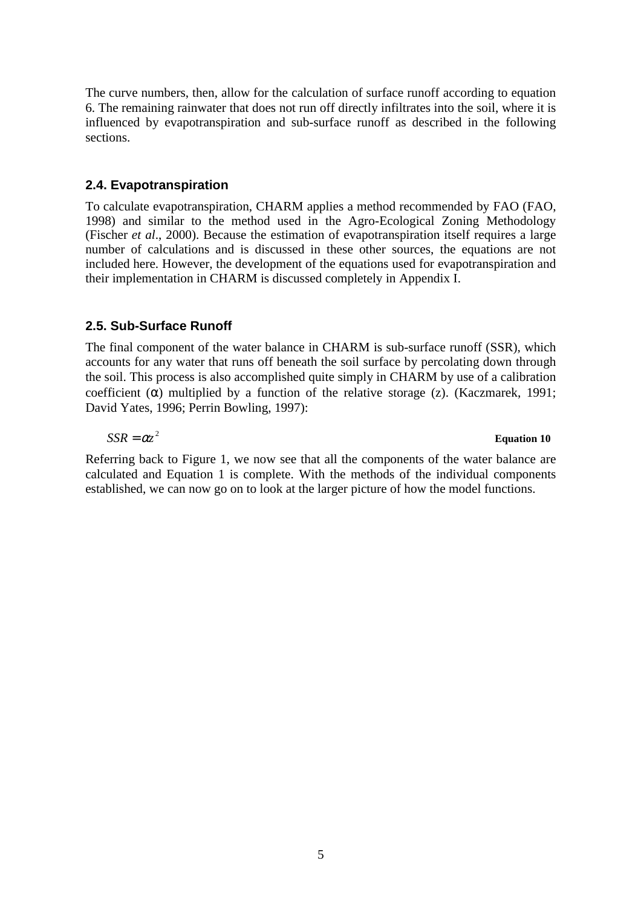The curve numbers, then, allow for the calculation of surface runoff according to equation 6. The remaining rainwater that does not run off directly infiltrates into the soil, where it is influenced by evapotranspiration and sub-surface runoff as described in the following sections.

### 2.4. Evapotranspiration

To calculate evapotranspiration, CHARM applies a method recommended by FAO (FAO, 1998) and similar to the method used in the Agro-Ecological Zoning Methodology (Fischer *et al*., 2000). Because the estimation of evapotranspiration itself requires a large number of calculations and is discussed in these other sources, the equations are not included here. However, the development of the equations used for evapotranspiration and their implementation in CHARM is discussed completely in Appendix I.

### 2.5. Sub-Surface Runoff

The final component of the water balance in CHARM is sub-surface runoff (SSR), which accounts for any water that runs off beneath the soil surface by percolating down through the soil. This process is also accomplished quite simply in CHARM by use of a calibration coefficient ($\alpha$) multiplied by a function of the relative storage (z). (Kaczmarek, 1991; David Yates, 1996; Perrin Bowling, 1997):

$$SSR = \alpha z^2 \qquad \textbf{Equation 10}$$

Referring back to Figure 1, we now see that all the components of the water balance are calculated and Equation 1 is complete. With the methods of the individual components established, we can now go on to look at the larger picture of how the model functions.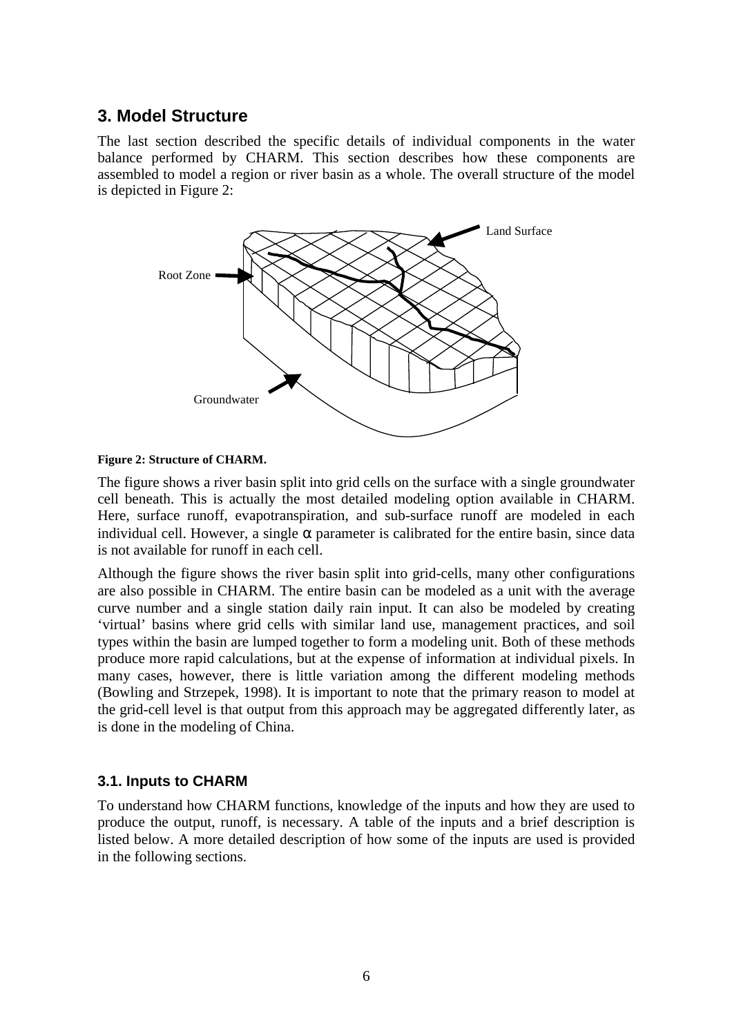## 3. Model Structure

The last section described the specific details of individual components in the water balance performed by CHARM. This section describes how these components are assembled to model a region or river basin as a whole. The overall structure of the model is depicted in Figure 2:

**Figure 2: Structure of CHARM.**

The figure shows a river basin split into grid cells on the surface with a single groundwater cell beneath. This is actually the most detailed modeling option available in CHARM. Here, surface runoff, evapotranspiration, and sub-surface runoff are modeled in each individual cell. However, a single $\alpha$ parameter is calibrated for the entire basin, since data is not available for runoff in each cell.

Although the figure shows the river basin split into grid-cells, many other configurations are also possible in CHARM. The entire basin can be modeled as a unit with the average curve number and a single station daily rain input. It can also be modeled by creating 'virtual' basins where grid cells with similar land use, management practices, and soil types within the basin are lumped together to form a modeling unit. Both of these methods produce more rapid calculations, but at the expense of information at individual pixels. In many cases, however, there is little variation among the different modeling methods (Bowling and Strzepek, 1998). It is important to note that the primary reason to model at the grid-cell level is that output from this approach may be aggregated differently later, as is done in the modeling of China.

### 3.1. Inputs to CHARM

To understand how CHARM functions, knowledge of the inputs and how they are used to produce the output, runoff, is necessary. A table of the inputs and a brief description is listed below. A more detailed description of how some of the inputs are used is provided in the following sections.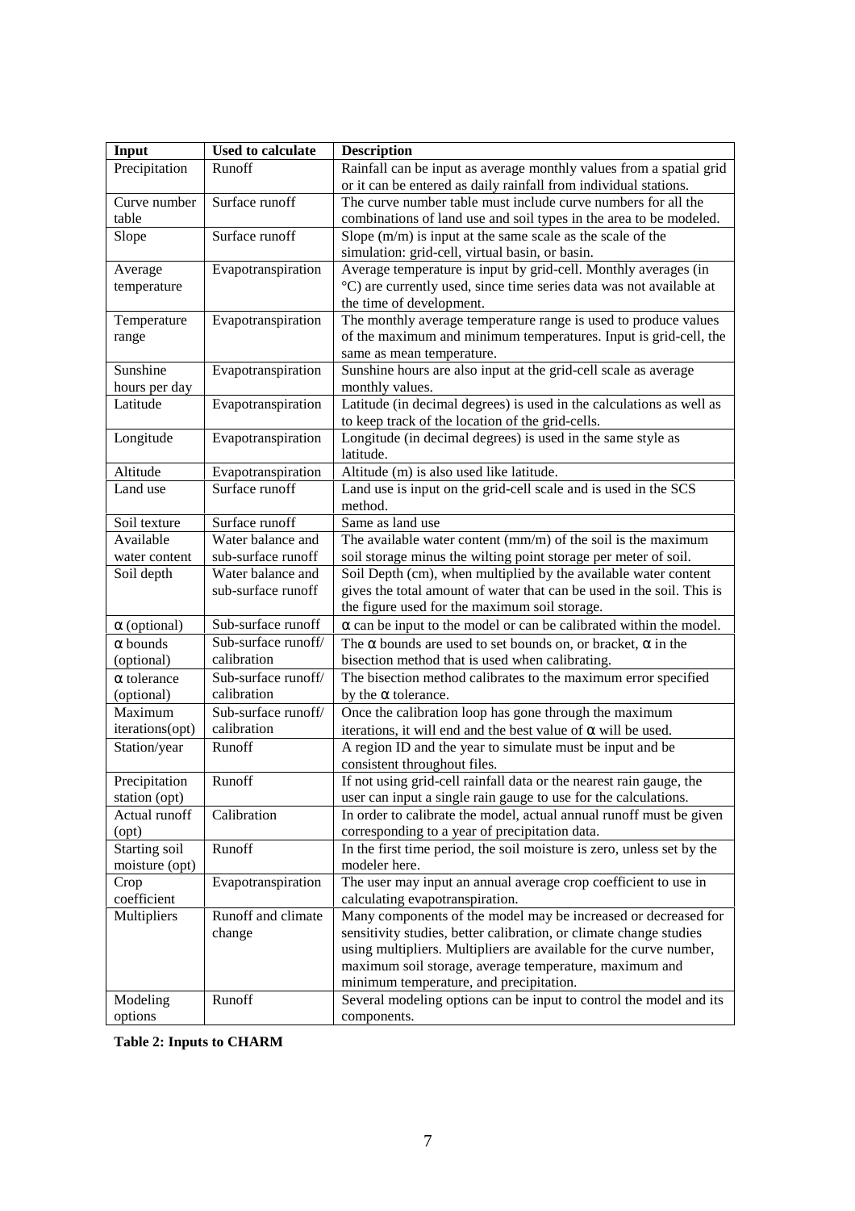| Input | Used to calculate | Description |
|---|---|---|
| Precipitation | Runoff | Rainfall can be input as average monthly values from a spatial grid or it can be entered as daily rainfall from individual stations. |
| Curve number table | Surface runoff | The curve number table must include curve numbers for all the combinations of land use and soil types in the area to be modeled. |
| Slope | Surface runoff | Slope (m/m) is input at the same scale as the scale of the simulation: grid-cell, virtual basin, or basin. |
| Average temperature | Evapotranspiration | Average temperature is input by grid-cell. Monthly averages (in °C) are currently used, since time series data was not available at the time of development. |
| Temperature range | Evapotranspiration | The monthly average temperature range is used to produce values of the maximum and minimum temperatures. Input is grid-cell, the same as mean temperature. |
| Sunshine hours per day | Evapotranspiration | Sunshine hours are also input at the grid-cell scale as average monthly values. |
| Latitude | Evapotranspiration | Latitude (in decimal degrees) is used in the calculations as well as to keep track of the location of the grid-cells. |
| Longitude | Evapotranspiration | Longitude (in decimal degrees) is used in the same style as latitude. |
| Altitude | Evapotranspiration | Altitude (m) is also used like latitude. |
| Land use | Surface runoff | Land use is input on the grid-cell scale and is used in the SCS method. |
| Soil texture | Surface runoff | Same as land use |
| Available water content | Water balance and sub-surface runoff | The available water content (mm/m) of the soil is the maximum soil storage minus the wilting point storage per meter of soil. |
| Soil depth | Water balance and sub-surface runoff | Soil Depth (cm), when multiplied by the available water content gives the total amount of water that can be used in the soil. This is the figure used for the maximum soil storage. |
| $\alpha$ (optional) | Sub-surface runoff | $\alpha$ can be input to the model or can be calibrated within the model. |
| $\alpha$ bounds (optional) | Sub-surface runoff/ calibration | The $\alpha$ bounds are used to set bounds on, or bracket, $\alpha$ in the bisection method that is used when calibrating. |
| $\alpha$ tolerance (optional) | Sub-surface runoff/ calibration | The bisection method calibrates to the maximum error specified by the $\alpha$ tolerance. |
| Maximum iterations(opt) | Sub-surface runoff/ calibration | Once the calibration loop has gone through the maximum iterations, it will end and the best value of $\alpha$ will be used. |
| Station/year | Runoff | A region ID and the year to simulate must be input and be consistent throughout files. |
| Precipitation station (opt) | Runoff | If not using grid-cell rainfall data or the nearest rain gauge, the user can input a single rain gauge to use for the calculations. |
| Actual runoff (opt) | Calibration | In order to calibrate the model, actual annual runoff must be given corresponding to a year of precipitation data. |
| Starting soil moisture (opt) | Runoff | In the first time period, the soil moisture is zero, unless set by the modeler here. |
| Crop coefficient | Evapotranspiration | The user may input an annual average crop coefficient to use in calculating evapotranspiration. |
| Multipliers | Runoff and climate change | Many components of the model may be increased or decreased for sensitivity studies, better calibration, or climate change studies using multipliers. Multipliers are available for the curve number, maximum soil storage, average temperature, maximum and minimum temperature, and precipitation. |
| Modeling options | Runoff | Several modeling options can be input to control the model and its components. |

**Table 2: Inputs to CHARM**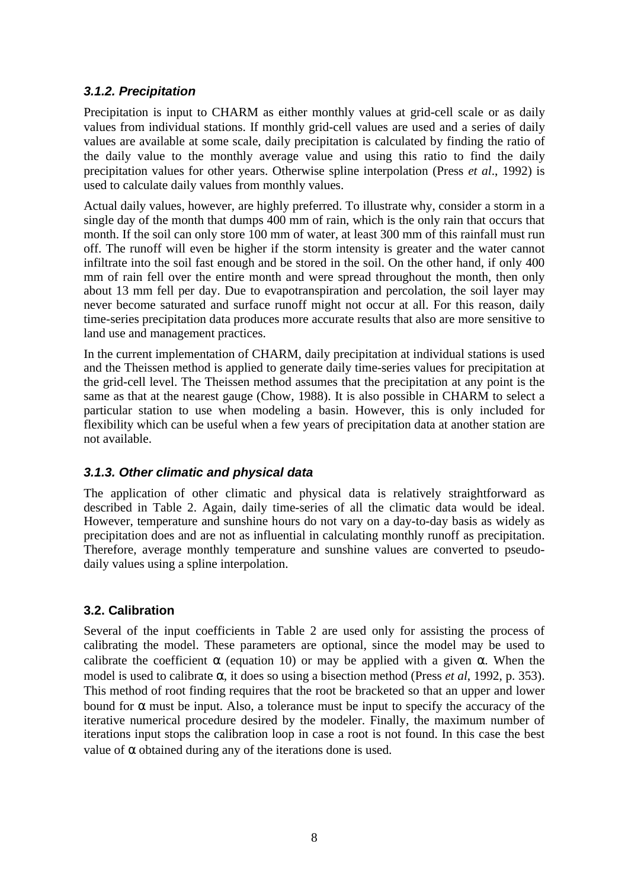### *3.1.2. Precipitation*

Precipitation is input to CHARM as either monthly values at grid-cell scale or as daily values from individual stations. If monthly grid-cell values are used and a series of daily values are available at some scale, daily precipitation is calculated by finding the ratio of the daily value to the monthly average value and using this ratio to find the daily precipitation values for other years. Otherwise spline interpolation (Press *et al*., 1992) is used to calculate daily values from monthly values.

Actual daily values, however, are highly preferred. To illustrate why, consider a storm in a single day of the month that dumps 400 mm of rain, which is the only rain that occurs that month. If the soil can only store 100 mm of water, at least 300 mm of this rainfall must run off. The runoff will even be higher if the storm intensity is greater and the water cannot infiltrate into the soil fast enough and be stored in the soil. On the other hand, if only 400 mm of rain fell over the entire month and were spread throughout the month, then only about 13 mm fell per day. Due to evapotranspiration and percolation, the soil layer may never become saturated and surface runoff might not occur at all. For this reason, daily time-series precipitation data produces more accurate results that also are more sensitive to land use and management practices.

In the current implementation of CHARM, daily precipitation at individual stations is used and the Theissen method is applied to generate daily time-series values for precipitation at the grid-cell level. The Theissen method assumes that the precipitation at any point is the same as that at the nearest gauge (Chow, 1988). It is also possible in CHARM to select a particular station to use when modeling a basin. However, this is only included for flexibility which can be useful when a few years of precipitation data at another station are not available.

### *3.1.3. Other climatic and physical data*

The application of other climatic and physical data is relatively straightforward as described in Table 2. Again, daily time-series of all the climatic data would be ideal. However, temperature and sunshine hours do not vary on a day-to-day basis as widely as precipitation does and are not as influential in calculating monthly runoff as precipitation. Therefore, average monthly temperature and sunshine values are converted to pseudo-daily values using a spline interpolation.

## 3.2. Calibration

Several of the input coefficients in Table 2 are used only for assisting the process of calibrating the model. These parameters are optional, since the model may be used to calibrate the coefficient $\alpha$ (equation 10) or may be applied with a given $\alpha$. When the model is used to calibrate $\alpha$, it does so using a bisection method (Press *et al*, 1992, p. 353). This method of root finding requires that the root be bracketed so that an upper and lower bound for $\alpha$ must be input. Also, a tolerance must be input to specify the accuracy of the iterative numerical procedure desired by the modeler. Finally, the maximum number of iterations input stops the calibration loop in case a root is not found. In this case the best value of $\alpha$ obtained during any of the iterations done is used.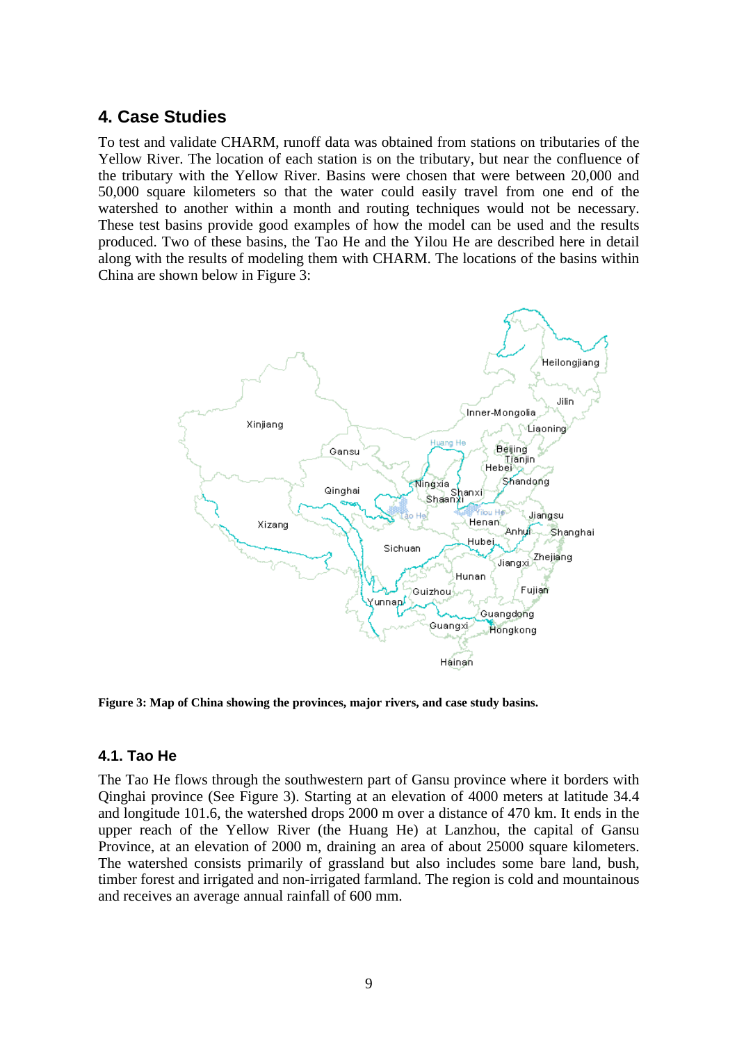## 4. Case Studies

To test and validate CHARM, runoff data was obtained from stations on tributaries of the Yellow River. The location of each station is on the tributary, but near the confluence of the tributary with the Yellow River. Basins were chosen that were between 20,000 and 50,000 square kilometers so that the water could easily travel from one end of the watershed to another within a month and routing techniques would not be necessary. These test basins provide good examples of how the model can be used and the results produced. Two of these basins, the Tao He and the Yilou He are described here in detail along with the results of modeling them with CHARM. The locations of the basins within China are shown below in Figure 3:

**Figure 3: Map of China showing the provinces, major rivers, and case study basins.**

### 4.1. Tao He

The Tao He flows through the southwestern part of Gansu province where it borders with Qinghai province (See Figure 3). Starting at an elevation of 4000 meters at latitude 34.4 and longitude 101.6, the watershed drops 2000 m over a distance of 470 km. It ends in the upper reach of the Yellow River (the Huang He) at Lanzhou, the capital of Gansu Province, at an elevation of 2000 m, draining an area of about 25000 square kilometers. The watershed consists primarily of grassland but also includes some bare land, bush, timber forest and irrigated and non-irrigated farmland. The region is cold and mountainous and receives an average annual rainfall of 600 mm.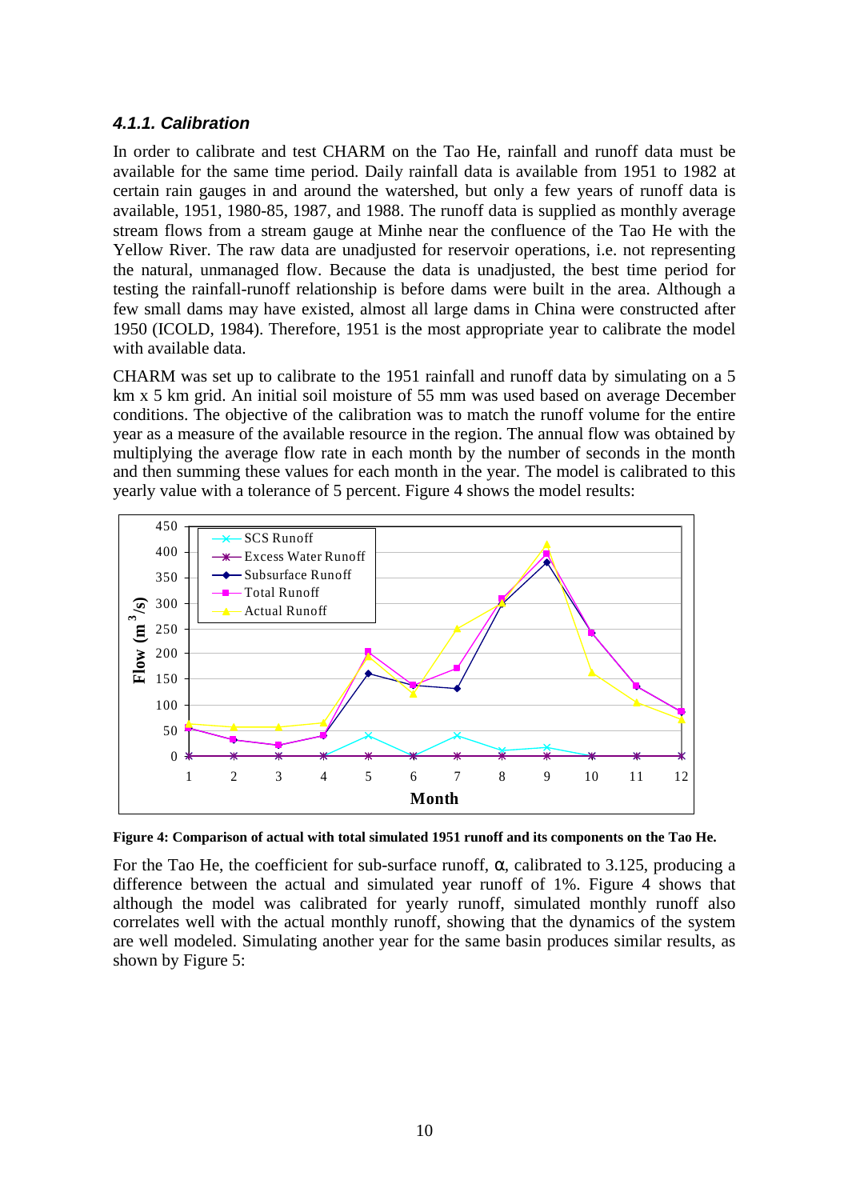### 4.1.1. Calibration

In order to calibrate and test CHARM on the Tao He, rainfall and runoff data must be available for the same time period. Daily rainfall data is available from 1951 to 1982 at certain rain gauges in and around the watershed, but only a few years of runoff data is available, 1951, 1980-85, 1987, and 1988. The runoff data is supplied as monthly average stream flows from a stream gauge at Minhe near the confluence of the Tao He with the Yellow River. The raw data are unadjusted for reservoir operations, i.e. not representing the natural, unmanaged flow. Because the data is unadjusted, the best time period for testing the rainfall-runoff relationship is before dams were built in the area. Although a few small dams may have existed, almost all large dams in China were constructed after 1950 (ICOLD, 1984). Therefore, 1951 is the most appropriate year to calibrate the model with available data.

CHARM was set up to calibrate to the 1951 rainfall and runoff data by simulating on a 5 km x 5 km grid. An initial soil moisture of 55 mm was used based on average December conditions. The objective of the calibration was to match the runoff volume for the entire year as a measure of the available resource in the region. The annual flow was obtained by multiplying the average flow rate in each month by the number of seconds in the month and then summing these values for each month in the year. The model is calibrated to this yearly value with a tolerance of 5 percent. Figure 4 shows the model results:

**Figure 4: Comparison of actual with total simulated 1951 runoff and its components on the Tao He.**

For the Tao He, the coefficient for sub-surface runoff, $\alpha$, calibrated to 3.125, producing a difference between the actual and simulated year runoff of 1%. Figure 4 shows that although the model was calibrated for yearly runoff, simulated monthly runoff also correlates well with the actual monthly runoff, showing that the dynamics of the system are well modeled. Simulating another year for the same basin produces similar results, as shown by Figure 5: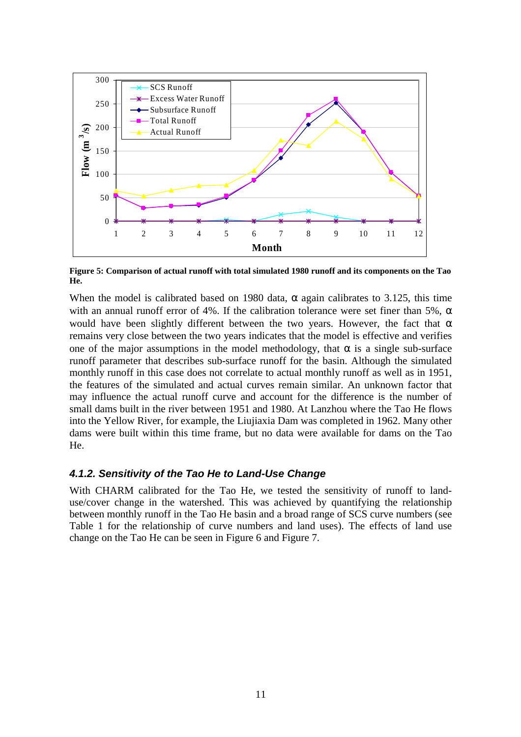**Figure 5: Comparison of actual runoff with total simulated 1980 runoff and its components on the Tao He.**

When the model is calibrated based on 1980 data, α again calibrates to 3.125, this time with an annual runoff error of 4%. If the calibration tolerance were set finer than 5%, α would have been slightly different between the two years. However, the fact that α remains very close between the two years indicates that the model is effective and verifies one of the major assumptions in the model methodology, that α is a single sub-surface runoff parameter that describes sub-surface runoff for the basin. Although the simulated monthly runoff in this case does not correlate to actual monthly runoff as well as in 1951, the features of the simulated and actual curves remain similar. An unknown factor that may influence the actual runoff curve and account for the difference is the number of small dams built in the river between 1951 and 1980. At Lanzhou where the Tao He flows into the Yellow River, for example, the Liujiaxia Dam was completed in 1962. Many other dams were built within this time frame, but no data were available for dams on the Tao He.

### *4.1.2. Sensitivity of the Tao He to Land-Use Change*

With CHARM calibrated for the Tao He, we tested the sensitivity of runoff to land-use/cover change in the watershed. This was achieved by quantifying the relationship between monthly runoff in the Tao He basin and a broad range of SCS curve numbers (see Table 1 for the relationship of curve numbers and land uses). The effects of land use change on the Tao He can be seen in Figure 6 and Figure 7.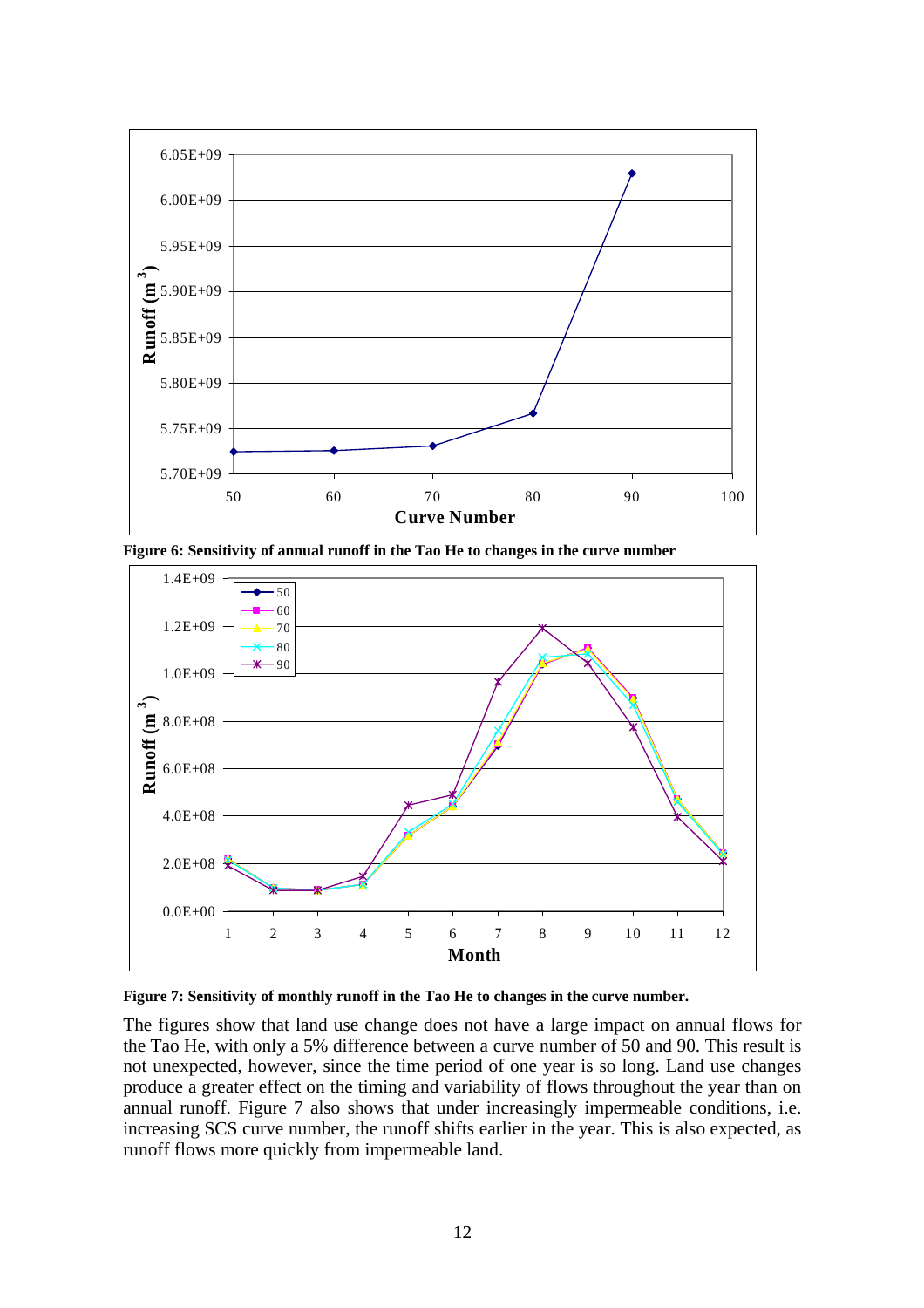**Figure 6: Sensitivity of annual runoff in the Tao He to changes in the curve number**

**Figure 7: Sensitivity of monthly runoff in the Tao He to changes in the curve number.**

The figures show that land use change does not have a large impact on annual flows for the Tao He, with only a 5% difference between a curve number of 50 and 90. This result is not unexpected, however, since the time period of one year is so long. Land use changes produce a greater effect on the timing and variability of flows throughout the year than on annual runoff. Figure 7 also shows that under increasingly impermeable conditions, i.e. increasing SCS curve number, the runoff shifts earlier in the year. This is also expected, as runoff flows more quickly from impermeable land.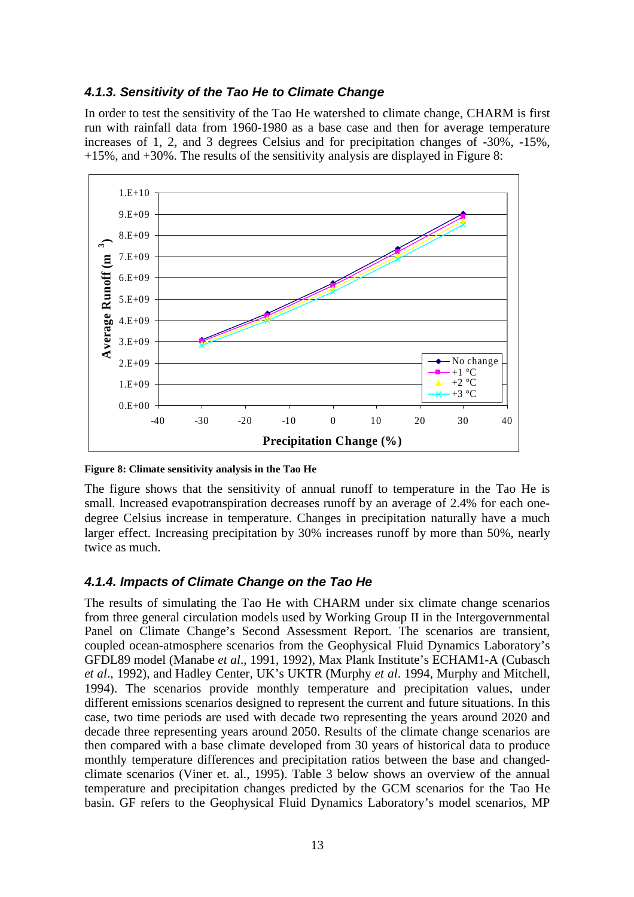### 4.1.3. Sensitivity of the Tao He to Climate Change

In order to test the sensitivity of the Tao He watershed to climate change, CHARM is first run with rainfall data from 1960-1980 as a base case and then for average temperature increases of 1, 2, and 3 degrees Celsius and for precipitation changes of -30%, -15%, +15%, and +30%. The results of the sensitivity analysis are displayed in Figure 8:

**Figure 8: Climate sensitivity analysis in the Tao He**

The figure shows that the sensitivity of annual runoff to temperature in the Tao He is small. Increased evapotranspiration decreases runoff by an average of 2.4% for each one-degree Celsius increase in temperature. Changes in precipitation naturally have a much larger effect. Increasing precipitation by 30% increases runoff by more than 50%, nearly twice as much.

### 4.1.4. Impacts of Climate Change on the Tao He

The results of simulating the Tao He with CHARM under six climate change scenarios from three general circulation models used by Working Group II in the Intergovernmental Panel on Climate Change's Second Assessment Report. The scenarios are transient, coupled ocean-atmosphere scenarios from the Geophysical Fluid Dynamics Laboratory's GFDL89 model (Manabe *et al*., 1991, 1992), Max Plank Institute's ECHAM1-A (Cubasch *et al*., 1992), and Hadley Center, UK's UKTR (Murphy *et al*. 1994, Murphy and Mitchell, 1994). The scenarios provide monthly temperature and precipitation values, under different emissions scenarios designed to represent the current and future situations. In this case, two time periods are used with decade two representing the years around 2020 and decade three representing years around 2050. Results of the climate change scenarios are then compared with a base climate developed from 30 years of historical data to produce monthly temperature differences and precipitation ratios between the base and changed-climate scenarios (Viner et. al., 1995). Table 3 below shows an overview of the annual temperature and precipitation changes predicted by the GCM scenarios for the Tao He basin. GF refers to the Geophysical Fluid Dynamics Laboratory's model scenarios, MP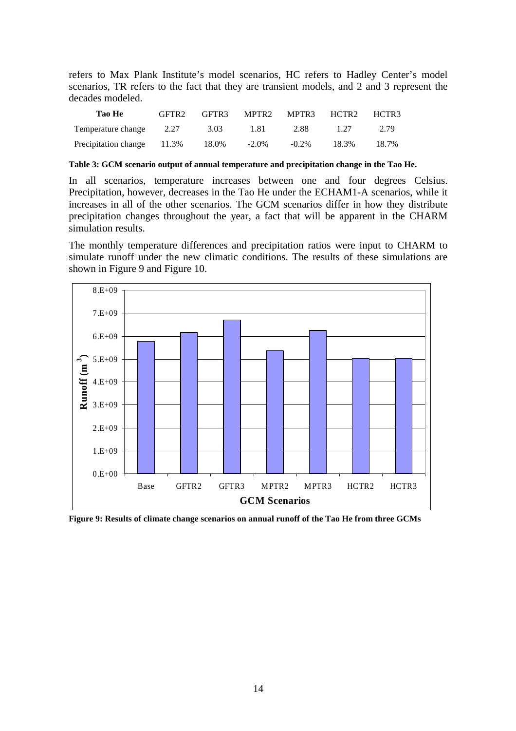refers to Max Plank Institute's model scenarios, HC refers to Hadley Center's model scenarios, TR refers to the fact that they are transient models, and 2 and 3 represent the decades modeled.

| Tao He | GFTR2 | GFTR3 | MPTR2 | MPTR3 | HCTR2 | HCTR3 |
|---|---|---|---|---|---|---|
| Temperature change | 2.27 | 3.03 | 1.81 | 2.88 | 1.27 | 2.79 |
| Precipitation change | 11.3% | 18.0% | -2.0% | -0.2% | 18.3% | 18.7% |

**Table 3: GCM scenario output of annual temperature and precipitation change in the Tao He.**

In all scenarios, temperature increases between one and four degrees Celsius. Precipitation, however, decreases in the Tao He under the ECHAM1-A scenarios, while it increases in all of the other scenarios. The GCM scenarios differ in how they distribute precipitation changes throughout the year, a fact that will be apparent in the CHARM simulation results.

The monthly temperature differences and precipitation ratios were input to CHARM to simulate runoff under the new climatic conditions. The results of these simulations are shown in Figure 9 and Figure 10.

**Figure 9: Results of climate change scenarios on annual runoff of the Tao He from three GCMs**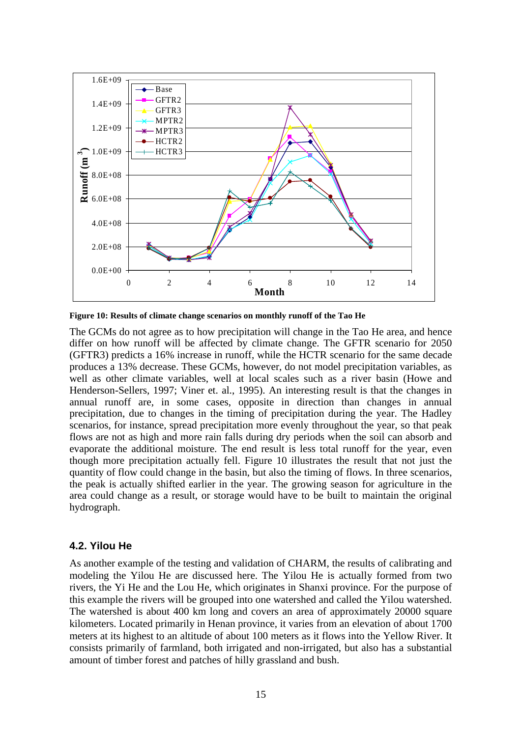**Figure 10: Results of climate change scenarios on monthly runoff of the Tao He**

The GCMs do not agree as to how precipitation will change in the Tao He area, and hence differ on how runoff will be affected by climate change. The GFTR scenario for 2050 (GFTR3) predicts a 16% increase in runoff, while the HCTR scenario for the same decade produces a 13% decrease. These GCMs, however, do not model precipitation variables, as well as other climate variables, well at local scales such as a river basin (Howe and Henderson-Sellers, 1997; Viner et. al., 1995). An interesting result is that the changes in annual runoff are, in some cases, opposite in direction than changes in annual precipitation, due to changes in the timing of precipitation during the year. The Hadley scenarios, for instance, spread precipitation more evenly throughout the year, so that peak flows are not as high and more rain falls during dry periods when the soil can absorb and evaporate the additional moisture. The end result is less total runoff for the year, even though more precipitation actually fell. Figure 10 illustrates the result that not just the quantity of flow could change in the basin, but also the timing of flows. In three scenarios, the peak is actually shifted earlier in the year. The growing season for agriculture in the area could change as a result, or storage would have to be built to maintain the original hydrograph.

### 4.2. Yilou He

As another example of the testing and validation of CHARM, the results of calibrating and modeling the Yilou He are discussed here. The Yilou He is actually formed from two rivers, the Yi He and the Lou He, which originates in Shanxi province. For the purpose of this example the rivers will be grouped into one watershed and called the Yilou watershed. The watershed is about 400 km long and covers an area of approximately 20000 square kilometers. Located primarily in Henan province, it varies from an elevation of about 1700 meters at its highest to an altitude of about 100 meters as it flows into the Yellow River. It consists primarily of farmland, both irrigated and non-irrigated, but also has a substantial amount of timber forest and patches of hilly grassland and bush.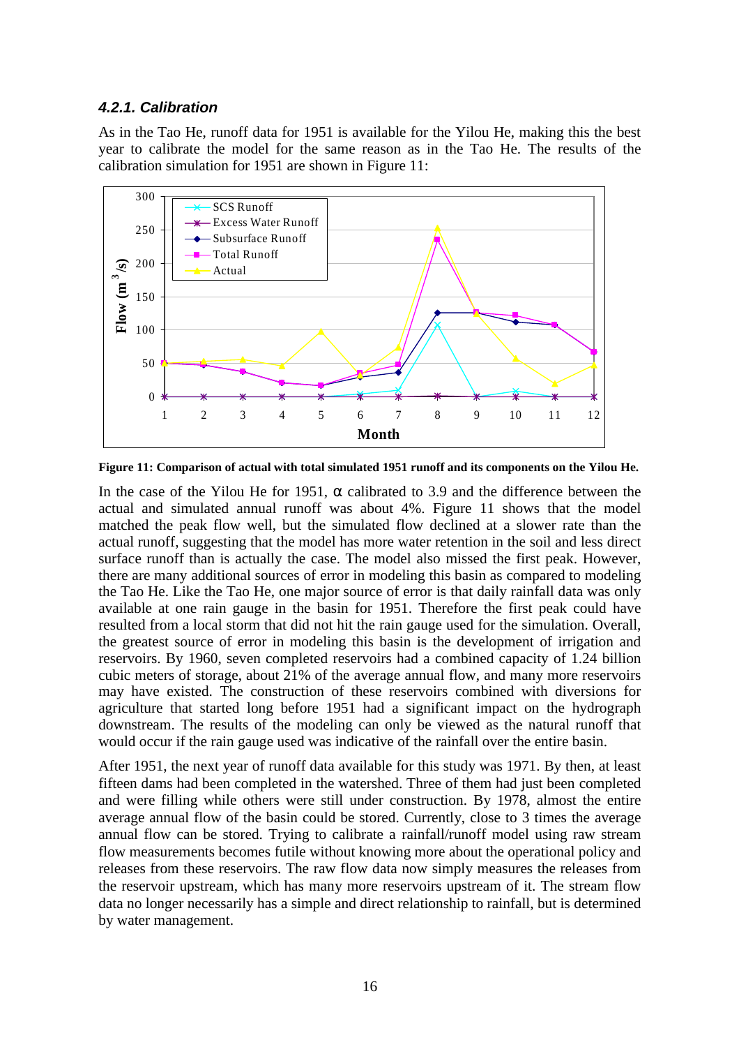### *4.2.1. Calibration*

As in the Tao He, runoff data for 1951 is available for the Yilou He, making this the best year to calibrate the model for the same reason as in the Tao He. The results of the calibration simulation for 1951 are shown in Figure 11:

**Figure 11: Comparison of actual with total simulated 1951 runoff and its components on the Yilou He.**

In the case of the Yilou He for 1951, α calibrated to 3.9 and the difference between the actual and simulated annual runoff was about 4%. Figure 11 shows that the model matched the peak flow well, but the simulated flow declined at a slower rate than the actual runoff, suggesting that the model has more water retention in the soil and less direct surface runoff than is actually the case. The model also missed the first peak. However, there are many additional sources of error in modeling this basin as compared to modeling the Tao He. Like the Tao He, one major source of error is that daily rainfall data was only available at one rain gauge in the basin for 1951. Therefore the first peak could have resulted from a local storm that did not hit the rain gauge used for the simulation. Overall, the greatest source of error in modeling this basin is the development of irrigation and reservoirs. By 1960, seven completed reservoirs had a combined capacity of 1.24 billion cubic meters of storage, about 21% of the average annual flow, and many more reservoirs may have existed. The construction of these reservoirs combined with diversions for agriculture that started long before 1951 had a significant impact on the hydrograph downstream. The results of the modeling can only be viewed as the natural runoff that would occur if the rain gauge used was indicative of the rainfall over the entire basin.

After 1951, the next year of runoff data available for this study was 1971. By then, at least fifteen dams had been completed in the watershed. Three of them had just been completed and were filling while others were still under construction. By 1978, almost the entire average annual flow of the basin could be stored. Currently, close to 3 times the average annual flow can be stored. Trying to calibrate a rainfall/runoff model using raw stream flow measurements becomes futile without knowing more about the operational policy and releases from these reservoirs. The raw flow data now simply measures the releases from the reservoir upstream, which has many more reservoirs upstream of it. The stream flow data no longer necessarily has a simple and direct relationship to rainfall, but is determined by water management.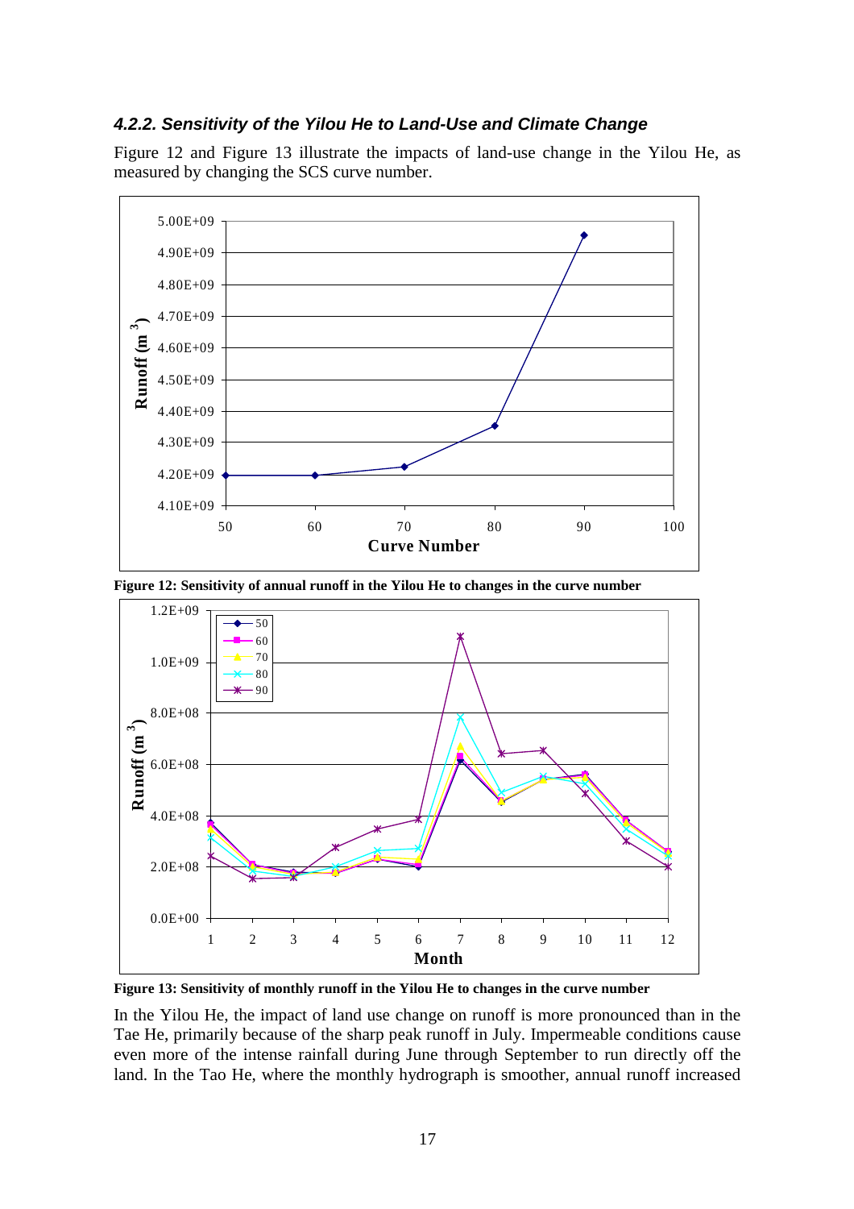### 4.2.2. Sensitivity of the Yilou He to Land-Use and Climate Change

Figure 12 and Figure 13 illustrate the impacts of land-use change in the Yilou He, as measured by changing the SCS curve number.

**Figure 12: Sensitivity of annual runoff in the Yilou He to changes in the curve number**

**Figure 13: Sensitivity of monthly runoff in the Yilou He to changes in the curve number**

In the Yilou He, the impact of land use change on runoff is more pronounced than in the Tae He, primarily because of the sharp peak runoff in July. Impermeable conditions cause even more of the intense rainfall during June through September to run directly off the land. In the Tao He, where the monthly hydrograph is smoother, annual runoff increased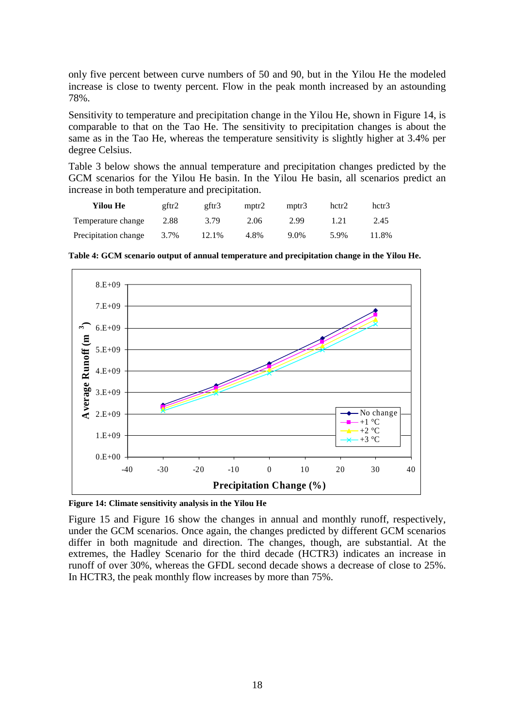only five percent between curve numbers of 50 and 90, but in the Yilou He the modeled increase is close to twenty percent. Flow in the peak month increased by an astounding 78%.

Sensitivity to temperature and precipitation change in the Yilou He, shown in Figure 14, is comparable to that on the Tao He. The sensitivity to precipitation changes is about the same as in the Tao He, whereas the temperature sensitivity is slightly higher at 3.4% per degree Celsius.

Table 3 below shows the annual temperature and precipitation changes predicted by the GCM scenarios for the Yilou He basin. In the Yilou He basin, all scenarios predict an increase in both temperature and precipitation.

| **Yilou He** | gftr2 | gftr3 | mptr2 | mptr3 | hctr2 | hctr3 |
|---|---|---|---|---|---|---|
| Temperature change | 2.88 | 3.79 | 2.06 | 2.99 | 1.21 | 2.45 |
| Precipitation change | 3.7% | 12.1% | 4.8% | 9.0% | 5.9% | 11.8% |

**Table 4: GCM scenario output of annual temperature and precipitation change in the Yilou He.**

**Figure 14: Climate sensitivity analysis in the Yilou He**

Figure 15 and Figure 16 show the changes in annual and monthly runoff, respectively, under the GCM scenarios. Once again, the changes predicted by different GCM scenarios differ in both magnitude and direction. The changes, though, are substantial. At the extremes, the Hadley Scenario for the third decade (HCTR3) indicates an increase in runoff of over 30%, whereas the GFDL second decade shows a decrease of close to 25%. In HCTR3, the peak monthly flow increases by more than 75%.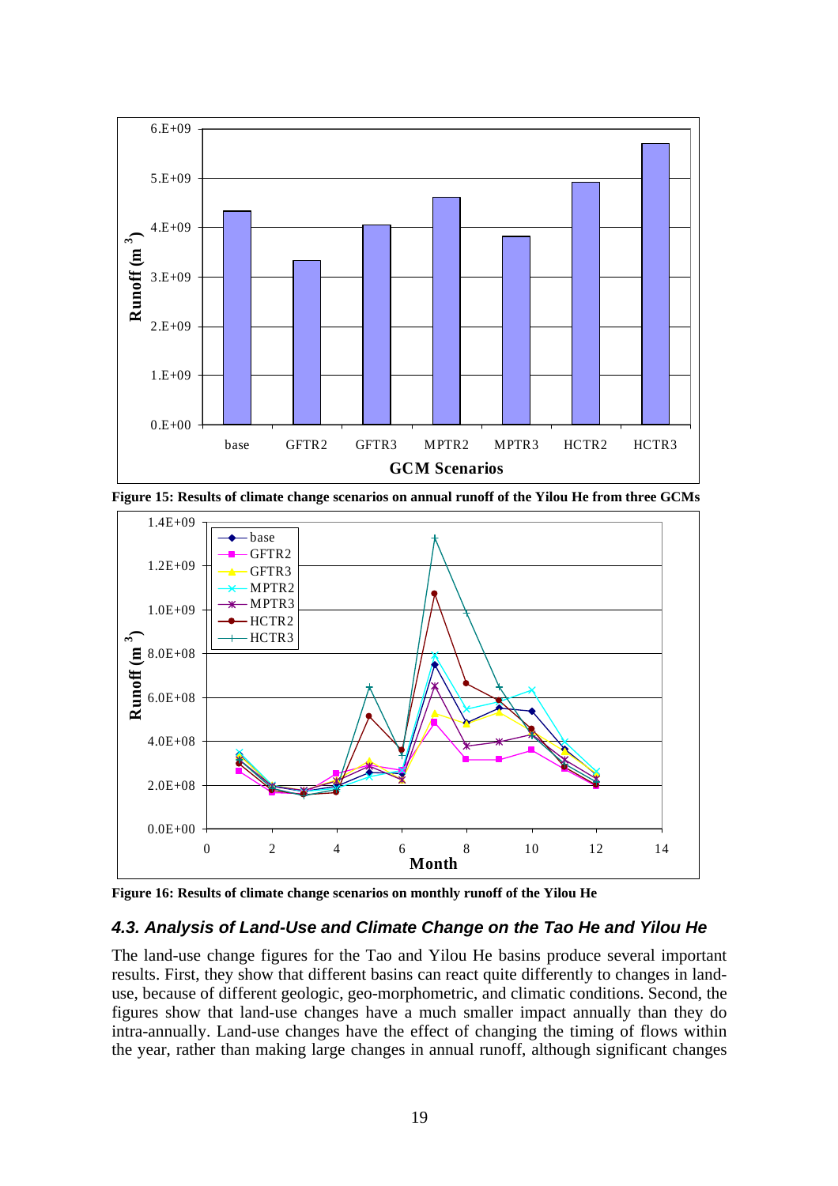Figure 15: Results of climate change scenarios on annual runoff of the Yilou He from three GCMs

Figure 16: Results of climate change scenarios on monthly runoff of the Yilou He

### *4.3. Analysis of Land-Use and Climate Change on the Tao He and Yilou He*

The land-use change figures for the Tao and Yilou He basins produce several important results. First, they show that different basins can react quite differently to changes in land-use, because of different geologic, geo-morphometric, and climatic conditions. Second, the figures show that land-use changes have a much smaller impact annually than they do intra-annually. Land-use changes have the effect of changing the timing of flows within the year, rather than making large changes in annual runoff, although significant changes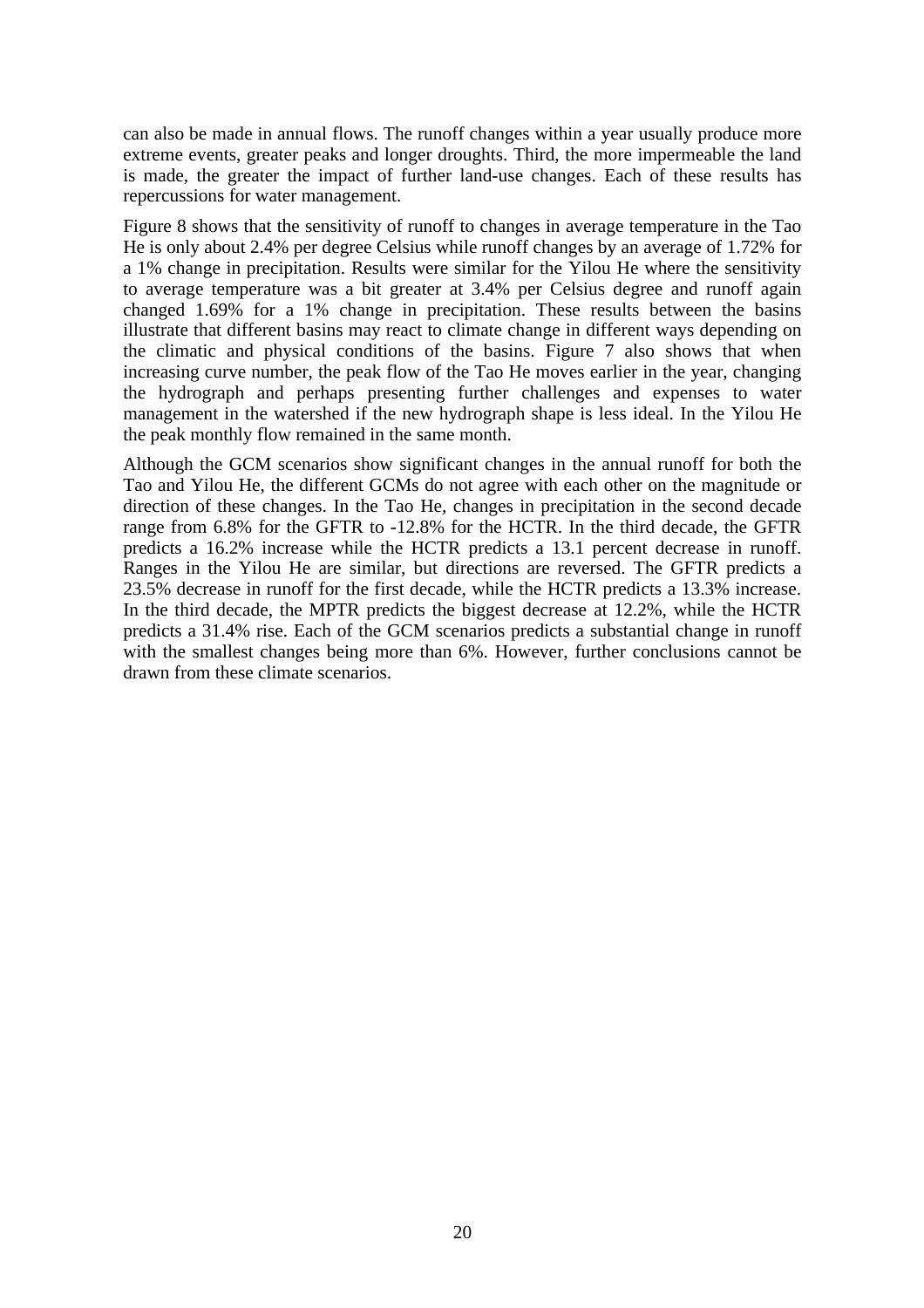can also be made in annual flows. The runoff changes within a year usually produce more extreme events, greater peaks and longer droughts. Third, the more impermeable the land is made, the greater the impact of further land-use changes. Each of these results has repercussions for water management.

Figure 8 shows that the sensitivity of runoff to changes in average temperature in the Tao He is only about 2.4% per degree Celsius while runoff changes by an average of 1.72% for a 1% change in precipitation. Results were similar for the Yilou He where the sensitivity to average temperature was a bit greater at 3.4% per Celsius degree and runoff again changed 1.69% for a 1% change in precipitation. These results between the basins illustrate that different basins may react to climate change in different ways depending on the climatic and physical conditions of the basins. Figure 7 also shows that when increasing curve number, the peak flow of the Tao He moves earlier in the year, changing the hydrograph and perhaps presenting further challenges and expenses to water management in the watershed if the new hydrograph shape is less ideal. In the Yilou He the peak monthly flow remained in the same month.

Although the GCM scenarios show significant changes in the annual runoff for both the Tao and Yilou He, the different GCMs do not agree with each other on the magnitude or direction of these changes. In the Tao He, changes in precipitation in the second decade range from 6.8% for the GFTR to -12.8% for the HCTR. In the third decade, the GFTR predicts a 16.2% increase while the HCTR predicts a 13.1 percent decrease in runoff. Ranges in the Yilou He are similar, but directions are reversed. The GFTR predicts a 23.5% decrease in runoff for the first decade, while the HCTR predicts a 13.3% increase. In the third decade, the MPTR predicts the biggest decrease at 12.2%, while the HCTR predicts a 31.4% rise. Each of the GCM scenarios predicts a substantial change in runoff with the smallest changes being more than 6%. However, further conclusions cannot be drawn from these climate scenarios.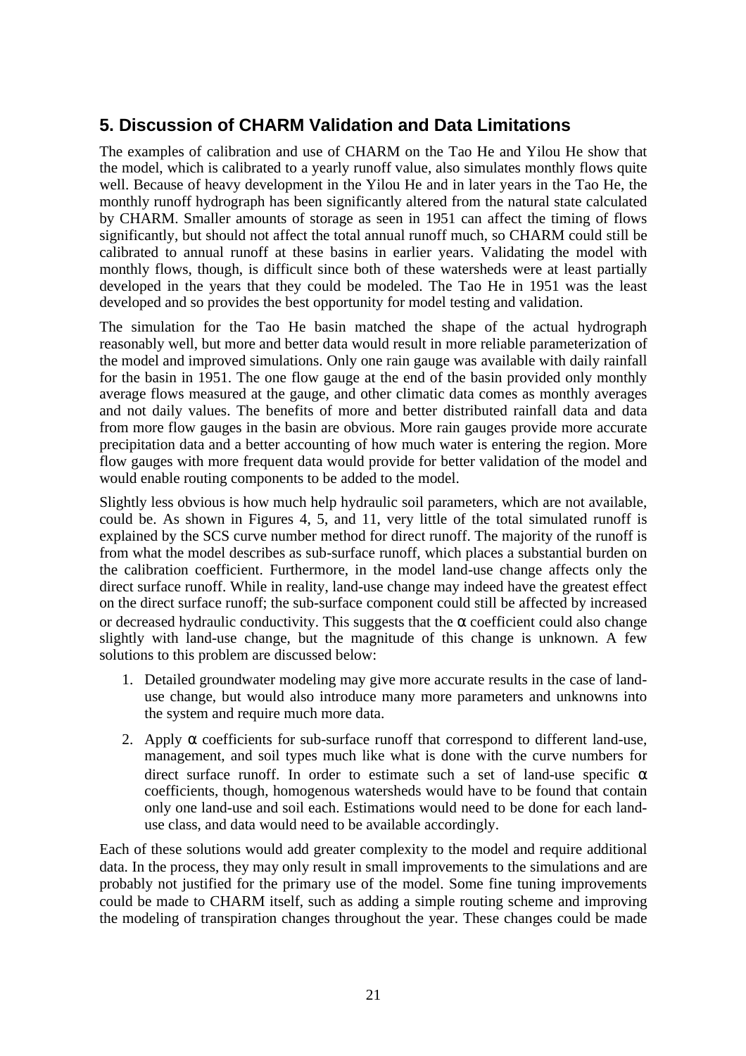## 5. Discussion of CHARM Validation and Data Limitations

The examples of calibration and use of CHARM on the Tao He and Yilou He show that the model, which is calibrated to a yearly runoff value, also simulates monthly flows quite well. Because of heavy development in the Yilou He and in later years in the Tao He, the monthly runoff hydrograph has been significantly altered from the natural state calculated by CHARM. Smaller amounts of storage as seen in 1951 can affect the timing of flows significantly, but should not affect the total annual runoff much, so CHARM could still be calibrated to annual runoff at these basins in earlier years. Validating the model with monthly flows, though, is difficult since both of these watersheds were at least partially developed in the years that they could be modeled. The Tao He in 1951 was the least developed and so provides the best opportunity for model testing and validation.

The simulation for the Tao He basin matched the shape of the actual hydrograph reasonably well, but more and better data would result in more reliable parameterization of the model and improved simulations. Only one rain gauge was available with daily rainfall for the basin in 1951. The one flow gauge at the end of the basin provided only monthly average flows measured at the gauge, and other climatic data comes as monthly averages and not daily values. The benefits of more and better distributed rainfall data and data from more flow gauges in the basin are obvious. More rain gauges provide more accurate precipitation data and a better accounting of how much water is entering the region. More flow gauges with more frequent data would provide for better validation of the model and would enable routing components to be added to the model.

Slightly less obvious is how much help hydraulic soil parameters, which are not available, could be. As shown in Figures 4, 5, and 11, very little of the total simulated runoff is explained by the SCS curve number method for direct runoff. The majority of the runoff is from what the model describes as sub-surface runoff, which places a substantial burden on the calibration coefficient. Furthermore, in the model land-use change affects only the direct surface runoff. While in reality, land-use change may indeed have the greatest effect on the direct surface runoff; the sub-surface component could still be affected by increased or decreased hydraulic conductivity. This suggests that the $\alpha$ coefficient could also change slightly with land-use change, but the magnitude of this change is unknown. A few solutions to this problem are discussed below:

1. Detailed groundwater modeling may give more accurate results in the case of land-use change, but would also introduce many more parameters and unknowns into the system and require much more data.
2. Apply $\alpha$ coefficients for sub-surface runoff that correspond to different land-use, management, and soil types much like what is done with the curve numbers for direct surface runoff. In order to estimate such a set of land-use specific $\alpha$ coefficients, though, homogenous watersheds would have to be found that contain only one land-use and soil each. Estimations would need to be done for each land-use class, and data would need to be available accordingly.

Each of these solutions would add greater complexity to the model and require additional data. In the process, they may only result in small improvements to the simulations and are probably not justified for the primary use of the model. Some fine tuning improvements could be made to CHARM itself, such as adding a simple routing scheme and improving the modeling of transpiration changes throughout the year. These changes could be made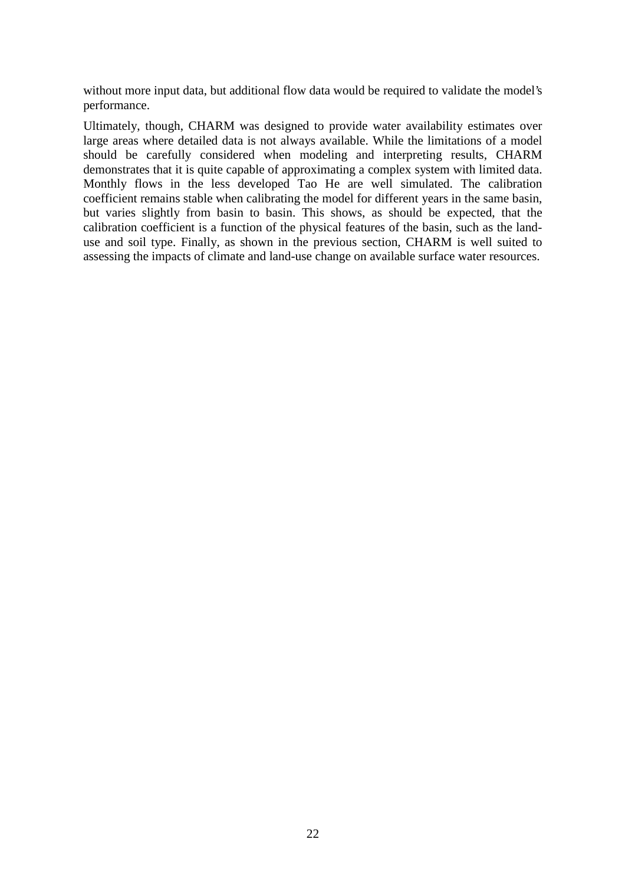without more input data, but additional flow data would be required to validate the model's performance.

Ultimately, though, CHARM was designed to provide water availability estimates over large areas where detailed data is not always available. While the limitations of a model should be carefully considered when modeling and interpreting results, CHARM demonstrates that it is quite capable of approximating a complex system with limited data. Monthly flows in the less developed Tao He are well simulated. The calibration coefficient remains stable when calibrating the model for different years in the same basin, but varies slightly from basin to basin. This shows, as should be expected, that the calibration coefficient is a function of the physical features of the basin, such as the land-use and soil type. Finally, as shown in the previous section, CHARM is well suited to assessing the impacts of climate and land-use change on available surface water resources.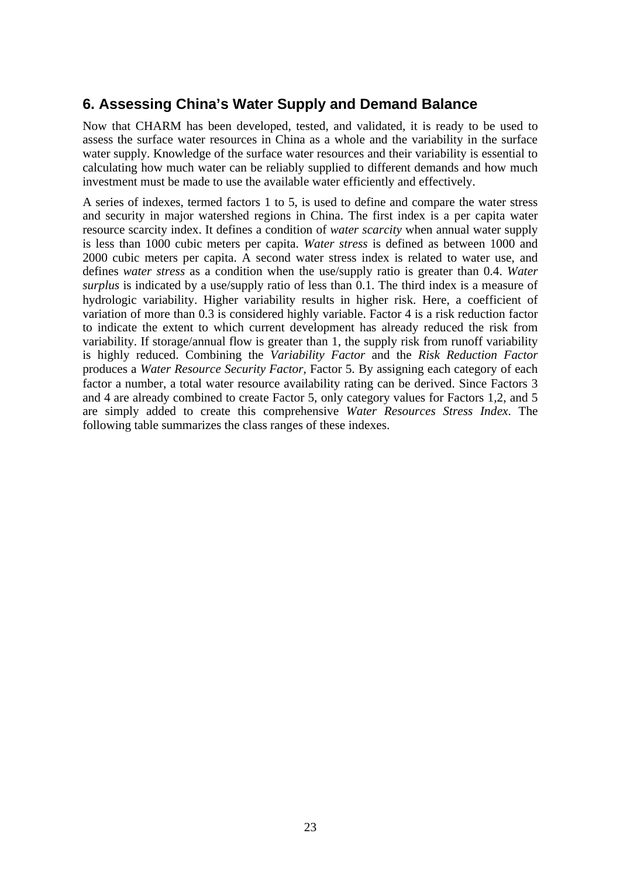## 6. Assessing China's Water Supply and Demand Balance

Now that CHARM has been developed, tested, and validated, it is ready to be used to assess the surface water resources in China as a whole and the variability in the surface water supply. Knowledge of the surface water resources and their variability is essential to calculating how much water can be reliably supplied to different demands and how much investment must be made to use the available water efficiently and effectively.

A series of indexes, termed factors 1 to 5, is used to define and compare the water stress and security in major watershed regions in China. The first index is a per capita water resource scarcity index. It defines a condition of *water scarcity* when annual water supply is less than 1000 cubic meters per capita. *Water stress* is defined as between 1000 and 2000 cubic meters per capita. A second water stress index is related to water use, and defines *water stress* as a condition when the use/supply ratio is greater than 0.4. *Water surplus* is indicated by a use/supply ratio of less than 0.1. The third index is a measure of hydrologic variability. Higher variability results in higher risk. Here, a coefficient of variation of more than 0.3 is considered highly variable. Factor 4 is a risk reduction factor to indicate the extent to which current development has already reduced the risk from variability. If storage/annual flow is greater than 1, the supply risk from runoff variability is highly reduced. Combining the *Variability Factor* and the *Risk Reduction Factor* produces a *Water Resource Security Factor*, Factor 5. By assigning each category of each factor a number, a total water resource availability rating can be derived. Since Factors 3 and 4 are already combined to create Factor 5, only category values for Factors 1,2, and 5 are simply added to create this comprehensive *Water Resources Stress Index*. The following table summarizes the class ranges of these indexes.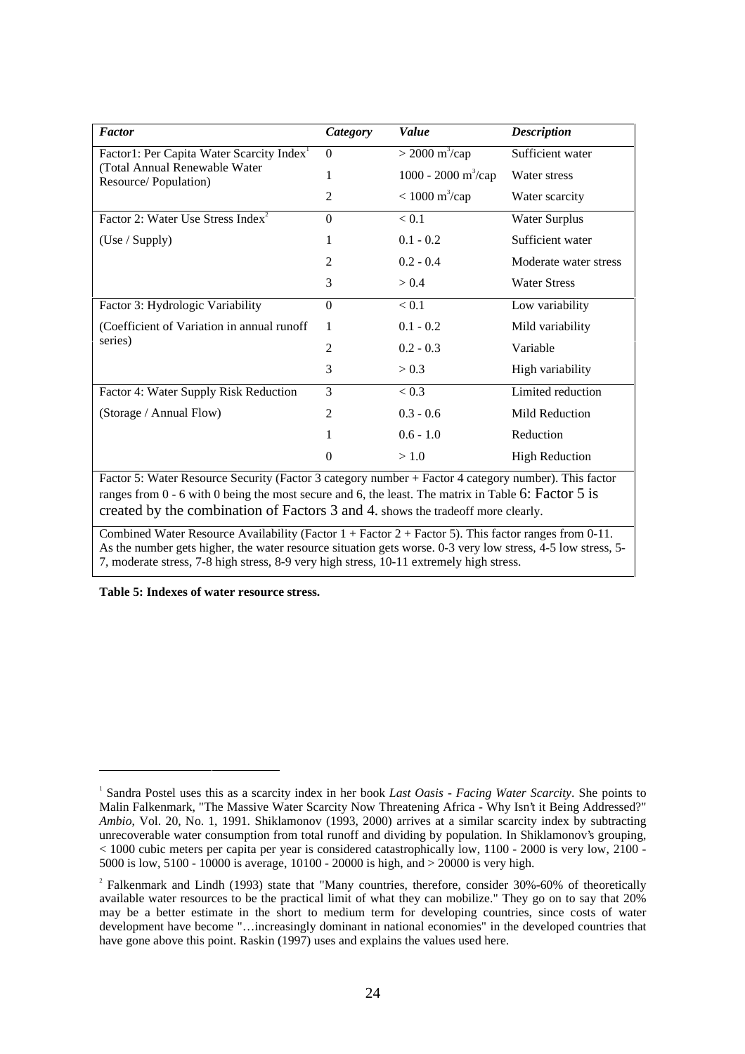| *Factor* | *Category* | *Value* | *Description* |
|---|---|---|---|
| Factor1: Per Capita Water Scarcity Index[1] (Total Annual Renewable Water Resource/ Population) | 0 | > 2000 $m^3$/cap | Sufficient water |
| | 1 | 1000 - 2000 $m^3$/cap | Water stress |
| | 2 | < 1000 $m^3$/cap | Water scarcity |
| Factor 2: Water Use Stress Index[2] (Use / Supply) | 0 | < 0.1 | Water Surplus |
| | 1 | 0.1 - 0.2 | Sufficient water |
| | 2 | 0.2 - 0.4 | Moderate water stress |
| | 3 | > 0.4 | Water Stress |
| Factor 3: Hydrologic Variability (Coefficient of Variation in annual runoff series) | 0 | < 0.1 | Low variability |
| | 1 | 0.1 - 0.2 | Mild variability |
| | 2 | 0.2 - 0.3 | Variable |
| | 3 | > 0.3 | High variability |
| Factor 4: Water Supply Risk Reduction (Storage / Annual Flow) | 3 | < 0.3 | Limited reduction |
| | 2 | 0.3 - 0.6 | Mild Reduction |
| | 1 | 0.6 - 1.0 | Reduction |
| | 0 | > 1.0 | High Reduction |
| Factor 5: Water Resource Security (Factor 3 category number + Factor 4 category number). This factor ranges from 0 - 6 with 0 being the most secure and 6, the least. The matrix in Table 6: Factor 5 is created by the combination of Factors 3 and 4. shows the tradeoff more clearly. | | | |
| Combined Water Resource Availability (Factor 1 + Factor 2 + Factor 5). This factor ranges from 0-11. As the number gets higher, the water resource situation gets worse. 0-3 very low stress, 4-5 low stress, 5-7, moderate stress, 7-8 high stress, 8-9 very high stress, 10-11 extremely high stress. | | | |

**Table 5: Indexes of water resource stress.**

---

[1] Sandra Postel uses this as a scarcity index in her book *Last Oasis - Facing Water Scarcity*. She points to Malin Falkenmark, "The Massive Water Scarcity Now Threatening Africa - Why Isn't it Being Addressed?" *Ambio*, Vol. 20, No. 1, 1991. Shiklamonov (1993, 2000) arrives at a similar scarcity index by subtracting unrecoverable water consumption from total runoff and dividing by population. In Shiklamonov's grouping, < 1000 cubic meters per capita per year is considered catastrophically low, 1100 - 2000 is very low, 2100 - 5000 is low, 5100 - 10000 is average, 10100 - 20000 is high, and > 20000 is very high.

[2] Falkenmark and Lindh (1993) state that "Many countries, therefore, consider 30%-60% of theoretically available water resources to be the practical limit of what they can mobilize." They go on to say that 20% may be a better estimate in the short to medium term for developing countries, since costs of water development have become "…increasingly dominant in national economies" in the developed countries that have gone above this point. Raskin (1997) uses and explains the values used here.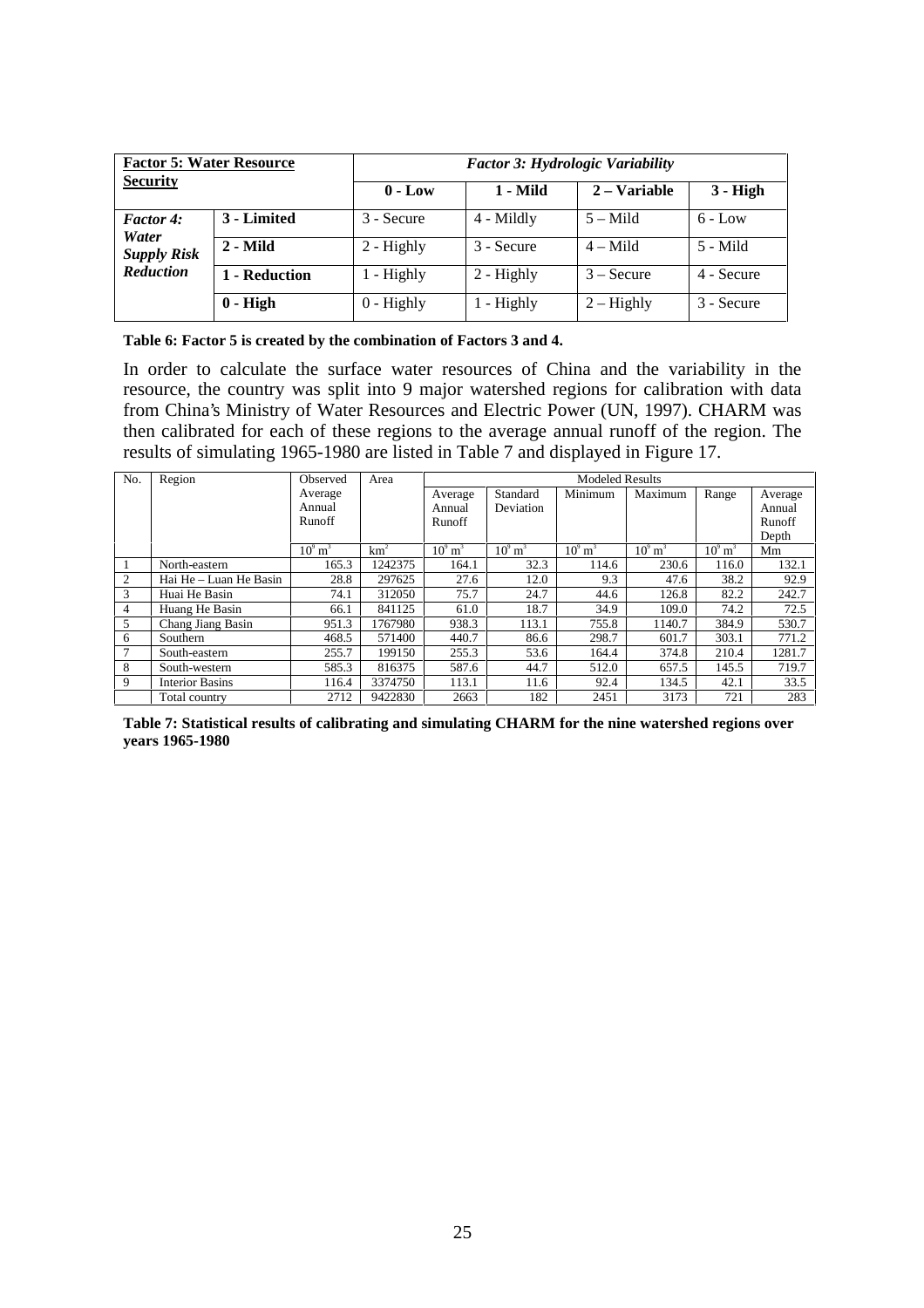| **Factor 5: Water Resource Security** | | ***Factor 3: Hydrologic Variability*** | | | |
|---|---|---|---|---|---|
| | | **0 - Low** | **1 - Mild** | **2 – Variable** | **3 - High** |
| ***Factor 4: Water Supply Risk Reduction*** | **3 - Limited** | 3 - Secure | 4 - Mildly | 5 – Mild | 6 - Low |
| | **2 - Mild** | 2 - Highly | 3 - Secure | 4 – Mild | 5 - Mild |
| | **1 - Reduction** | 1 - Highly | 2 - Highly | 3 – Secure | 4 - Secure |
| | **0 - High** | 0 - Highly | 1 - Highly | 2 – Highly | 3 - Secure |

**Table 6: Factor 5 is created by the combination of Factors 3 and 4.**

In order to calculate the surface water resources of China and the variability in the resource, the country was split into 9 major watershed regions for calibration with data from China's Ministry of Water Resources and Electric Power (UN, 1997). CHARM was then calibrated for each of these regions to the average annual runoff of the region. The results of simulating 1965-1980 are listed in Table 7 and displayed in Figure 17.

| No. | Region | Observed Average Annual Runoff | Area | Modeled Results | | | | | |
|---|---|---|---|---|---|---|---|---|---|
| | | | | Average Annual Runoff | Standard Deviation | Minimum | Maximum | Range | Average Annual Runoff Depth |
| | | $10^9$ m$^3$ | km$^2$ | $10^9$ m$^3$ | $10^9$ m$^3$ | $10^9$ m$^3$ | $10^9$ m$^3$ | $10^9$ m$^3$ | Mm |
| 1 | North-eastern | 165.3 | 1242375 | 164.1 | 32.3 | 114.6 | 230.6 | 116.0 | 132.1 |
| 2 | Hai He – Luan He Basin | 28.8 | 297625 | 27.6 | 12.0 | 9.3 | 47.6 | 38.2 | 92.9 |
| 3 | Huai He Basin | 74.1 | 312050 | 75.7 | 24.7 | 44.6 | 126.8 | 82.2 | 242.7 |
| 4 | Huang He Basin | 66.1 | 841125 | 61.0 | 18.7 | 34.9 | 109.0 | 74.2 | 72.5 |
| 5 | Chang Jiang Basin | 951.3 | 1767980 | 938.3 | 113.1 | 755.8 | 1140.7 | 384.9 | 530.7 |
| 6 | Southern | 468.5 | 571400 | 440.7 | 86.6 | 298.7 | 601.7 | 303.1 | 771.2 |
| 7 | South-eastern | 255.7 | 199150 | 255.3 | 53.6 | 164.4 | 374.8 | 210.4 | 1281.7 |
| 8 | South-western | 585.3 | 816375 | 587.6 | 44.7 | 512.0 | 657.5 | 145.5 | 719.7 |
| 9 | Interior Basins | 116.4 | 3374750 | 113.1 | 11.6 | 92.4 | 134.5 | 42.1 | 33.5 |
| | Total country | 2712 | 9422830 | 2663 | 182 | 2451 | 3173 | 721 | 283 |

**Table 7: Statistical results of calibrating and simulating CHARM for the nine watershed regions over years 1965-1980**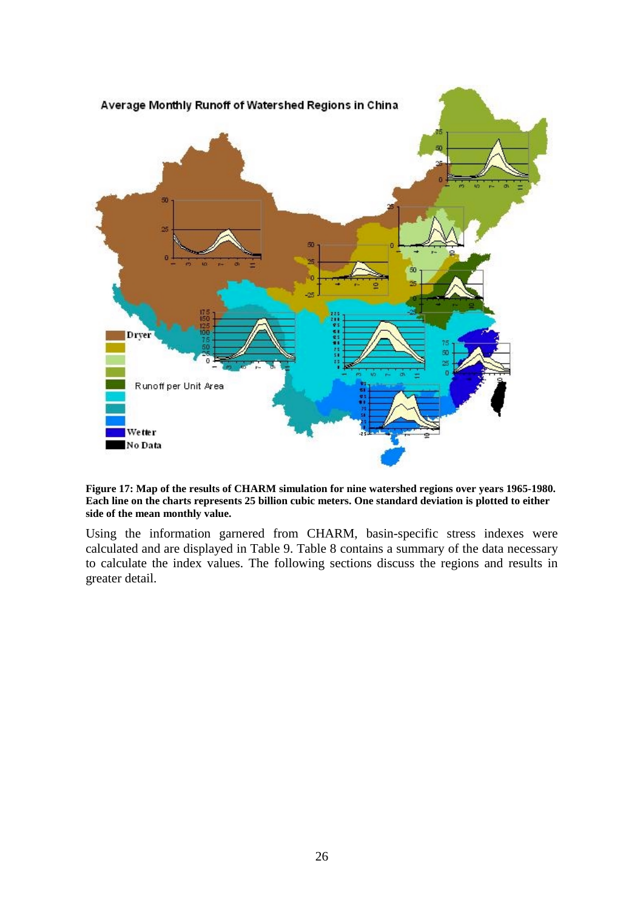**Figure 17: Map of the results of CHARM simulation for nine watershed regions over years 1965-1980. Each line on the charts represents 25 billion cubic meters. One standard deviation is plotted to either side of the mean monthly value.**

Using the information garnered from CHARM, basin-specific stress indexes were calculated and are displayed in Table 9. Table 8 contains a summary of the data necessary to calculate the index values. The following sections discuss the regions and results in greater detail.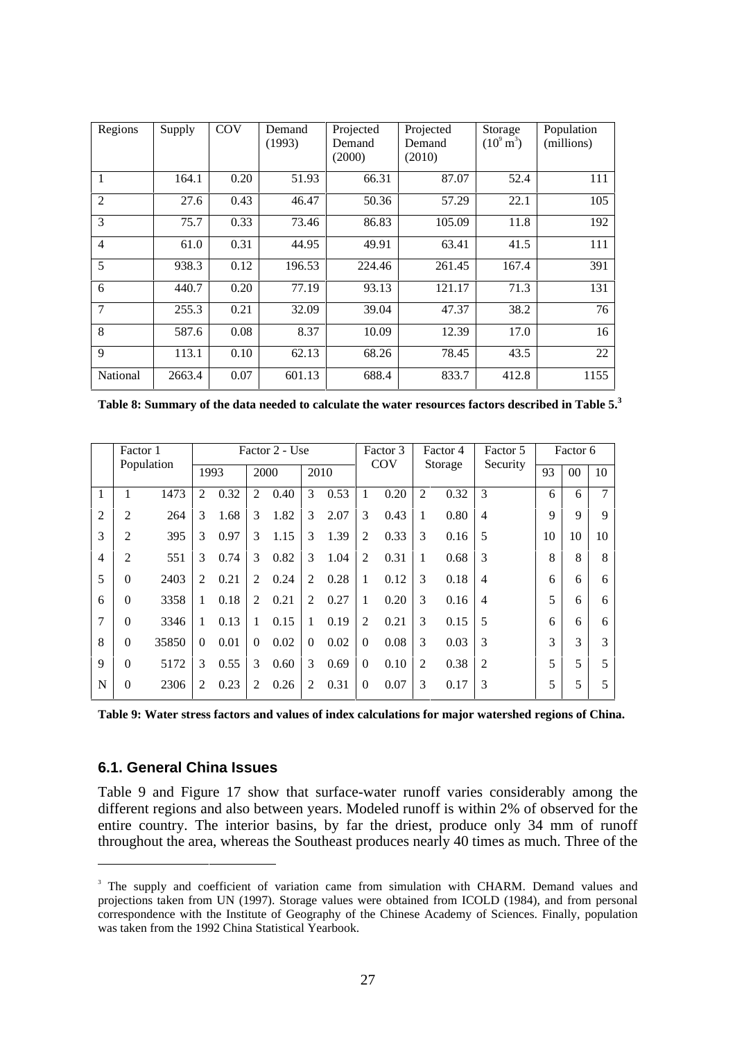| Regions | Supply | COV | Demand (1993) | Projected Demand (2000) | Projected Demand (2010) | Storage ($10^9$ $m^3$) | Population (millions) |
|---|---|---|---|---|---|---|---|
| 1 | 164.1 | 0.20 | 51.93 | 66.31 | 87.07 | 52.4 | 111 |
| 2 | 27.6 | 0.43 | 46.47 | 50.36 | 57.29 | 22.1 | 105 |
| 3 | 75.7 | 0.33 | 73.46 | 86.83 | 105.09 | 11.8 | 192 |
| 4 | 61.0 | 0.31 | 44.95 | 49.91 | 63.41 | 41.5 | 111 |
| 5 | 938.3 | 0.12 | 196.53 | 224.46 | 261.45 | 167.4 | 391 |
| 6 | 440.7 | 0.20 | 77.19 | 93.13 | 121.17 | 71.3 | 131 |
| 7 | 255.3 | 0.21 | 32.09 | 39.04 | 47.37 | 38.2 | 76 |
| 8 | 587.6 | 0.08 | 8.37 | 10.09 | 12.39 | 17.0 | 16 |
| 9 | 113.1 | 0.10 | 62.13 | 68.26 | 78.45 | 43.5 | 22 |
| National | 2663.4 | 0.07 | 601.13 | 688.4 | 833.7 | 412.8 | 1155 |

**Table 8: Summary of the data needed to calculate the water resources factors described in Table 5.**[3]

| | Factor 1 Population | | Factor 2 - Use | | | | | | Factor 3 COV | | Factor 4 Storage | | Factor 5 Security | Factor 6 | | |
|---|---|---|---|---|---|---|---|---|---|---|---|---|---|---|---|---|
| | | | 1993 | | 2000 | | 2010 | | | | | | | 93 | 00 | 10 |
| 1 | 1 | 1473 | 2 | 0.32 | 2 | 0.40 | 3 | 0.53 | 1 | 0.20 | 2 | 0.32 | 3 | 6 | 6 | 7 |
| 2 | 2 | 264 | 3 | 1.68 | 3 | 1.82 | 3 | 2.07 | 3 | 0.43 | 1 | 0.80 | 4 | 9 | 9 | 9 |
| 3 | 2 | 395 | 3 | 0.97 | 3 | 1.15 | 3 | 1.39 | 2 | 0.33 | 3 | 0.16 | 5 | 10 | 10 | 10 |
| 4 | 2 | 551 | 3 | 0.74 | 3 | 0.82 | 3 | 1.04 | 2 | 0.31 | 1 | 0.68 | 3 | 8 | 8 | 8 |
| 5 | 0 | 2403 | 2 | 0.21 | 2 | 0.24 | 2 | 0.28 | 1 | 0.12 | 3 | 0.18 | 4 | 6 | 6 | 6 |
| 6 | 0 | 3358 | 1 | 0.18 | 2 | 0.21 | 2 | 0.27 | 1 | 0.20 | 3 | 0.16 | 4 | 5 | 6 | 6 |
| 7 | 0 | 3346 | 1 | 0.13 | 1 | 0.15 | 1 | 0.19 | 2 | 0.21 | 3 | 0.15 | 5 | 6 | 6 | 6 |
| 8 | 0 | 35850 | 0 | 0.01 | 0 | 0.02 | 0 | 0.02 | 0 | 0.08 | 3 | 0.03 | 3 | 3 | 3 | 3 |
| 9 | 0 | 5172 | 3 | 0.55 | 3 | 0.60 | 3 | 0.69 | 0 | 0.10 | 2 | 0.38 | 2 | 5 | 5 | 5 |
| N | 0 | 2306 | 2 | 0.23 | 2 | 0.26 | 2 | 0.31 | 0 | 0.07 | 3 | 0.17 | 3 | 5 | 5 | 5 |

**Table 9: Water stress factors and values of index calculations for major watershed regions of China.**

### 6.1. General China Issues

Table 9 and Figure 17 show that surface-water runoff varies considerably among the different regions and also between years. Modeled runoff is within 2% of observed for the entire country. The interior basins, by far the driest, produce only 34 mm of runoff throughout the area, whereas the Southeast produces nearly 40 times as much. Three of the

---

[3] The supply and coefficient of variation came from simulation with CHARM. Demand values and projections taken from UN (1997). Storage values were obtained from ICOLD (1984), and from personal correspondence with the Institute of Geography of the Chinese Academy of Sciences. Finally, population was taken from the 1992 China Statistical Yearbook.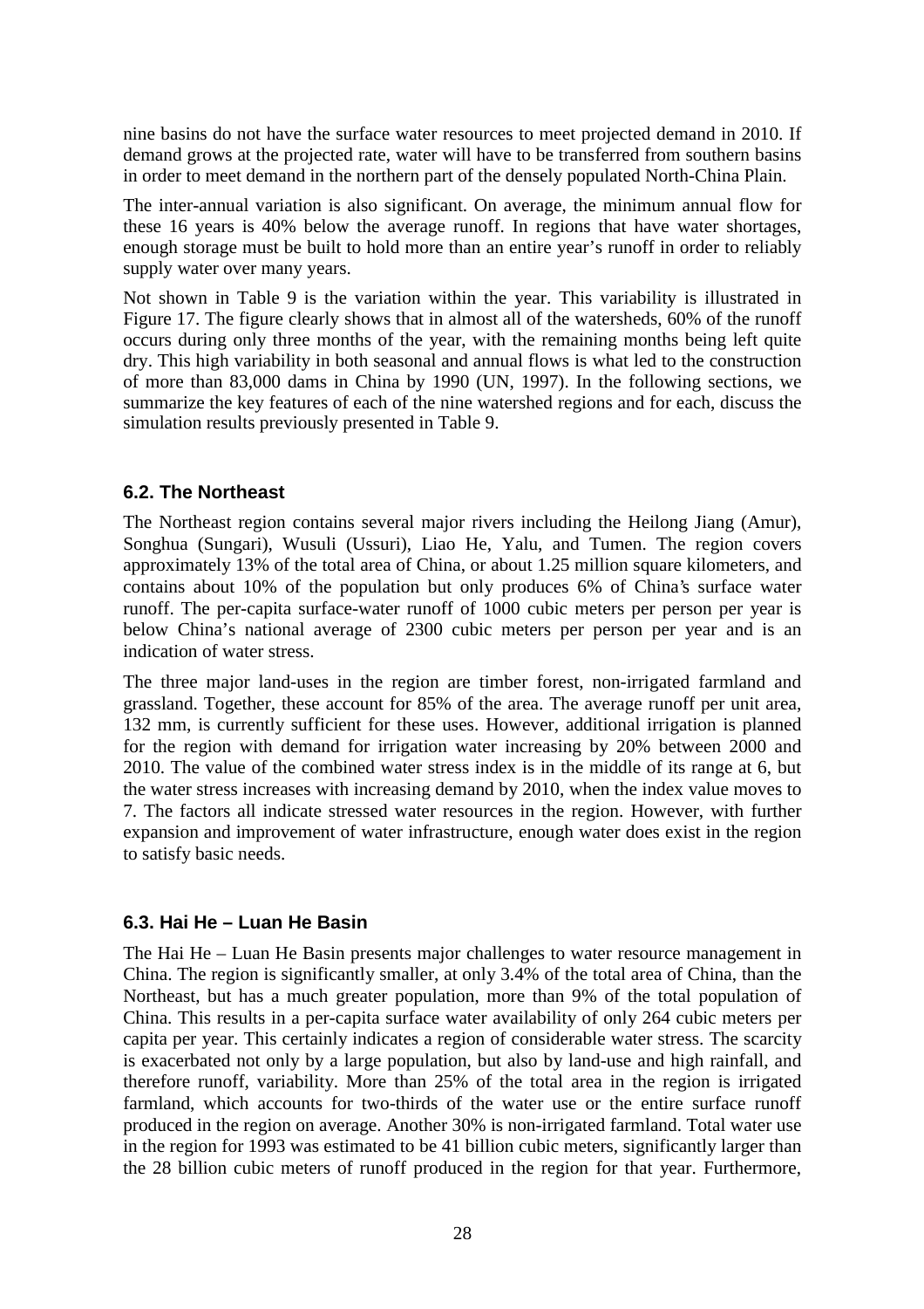nine basins do not have the surface water resources to meet projected demand in 2010. If demand grows at the projected rate, water will have to be transferred from southern basins in order to meet demand in the northern part of the densely populated North-China Plain.

The inter-annual variation is also significant. On average, the minimum annual flow for these 16 years is 40% below the average runoff. In regions that have water shortages, enough storage must be built to hold more than an entire year's runoff in order to reliably supply water over many years.

Not shown in Table 9 is the variation within the year. This variability is illustrated in Figure 17. The figure clearly shows that in almost all of the watersheds, 60% of the runoff occurs during only three months of the year, with the remaining months being left quite dry. This high variability in both seasonal and annual flows is what led to the construction of more than 83,000 dams in China by 1990 (UN, 1997). In the following sections, we summarize the key features of each of the nine watershed regions and for each, discuss the simulation results previously presented in Table 9.

### 6.2. The Northeast

The Northeast region contains several major rivers including the Heilong Jiang (Amur), Songhua (Sungari), Wusuli (Ussuri), Liao He, Yalu, and Tumen. The region covers approximately 13% of the total area of China, or about 1.25 million square kilometers, and contains about 10% of the population but only produces 6% of China's surface water runoff. The per-capita surface-water runoff of 1000 cubic meters per person per year is below China's national average of 2300 cubic meters per person per year and is an indication of water stress.

The three major land-uses in the region are timber forest, non-irrigated farmland and grassland. Together, these account for 85% of the area. The average runoff per unit area, 132 mm, is currently sufficient for these uses. However, additional irrigation is planned for the region with demand for irrigation water increasing by 20% between 2000 and 2010. The value of the combined water stress index is in the middle of its range at 6, but the water stress increases with increasing demand by 2010, when the index value moves to 7. The factors all indicate stressed water resources in the region. However, with further expansion and improvement of water infrastructure, enough water does exist in the region to satisfy basic needs.

### 6.3. Hai He – Luan He Basin

The Hai He – Luan He Basin presents major challenges to water resource management in China. The region is significantly smaller, at only 3.4% of the total area of China, than the Northeast, but has a much greater population, more than 9% of the total population of China. This results in a per-capita surface water availability of only 264 cubic meters per capita per year. This certainly indicates a region of considerable water stress. The scarcity is exacerbated not only by a large population, but also by land-use and high rainfall, and therefore runoff, variability. More than 25% of the total area in the region is irrigated farmland, which accounts for two-thirds of the water use or the entire surface runoff produced in the region on average. Another 30% is non-irrigated farmland. Total water use in the region for 1993 was estimated to be 41 billion cubic meters, significantly larger than the 28 billion cubic meters of runoff produced in the region for that year. Furthermore,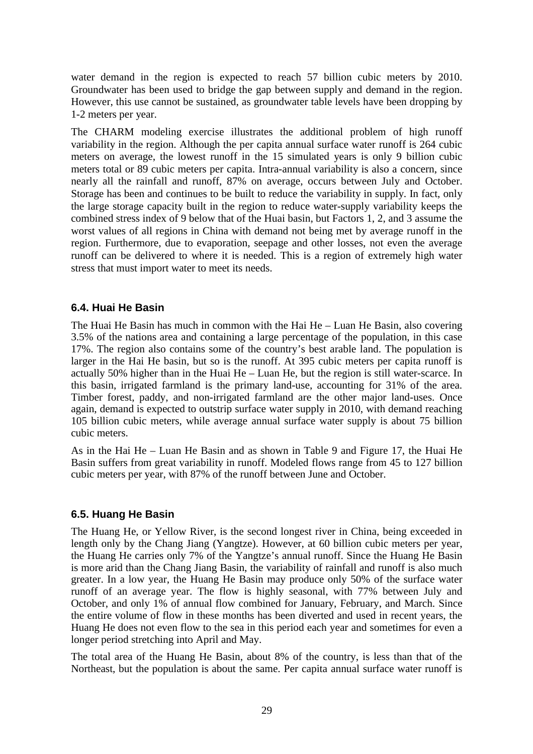water demand in the region is expected to reach 57 billion cubic meters by 2010. Groundwater has been used to bridge the gap between supply and demand in the region. However, this use cannot be sustained, as groundwater table levels have been dropping by 1-2 meters per year.

The CHARM modeling exercise illustrates the additional problem of high runoff variability in the region. Although the per capita annual surface water runoff is 264 cubic meters on average, the lowest runoff in the 15 simulated years is only 9 billion cubic meters total or 89 cubic meters per capita. Intra-annual variability is also a concern, since nearly all the rainfall and runoff, 87% on average, occurs between July and October. Storage has been and continues to be built to reduce the variability in supply. In fact, only the large storage capacity built in the region to reduce water-supply variability keeps the combined stress index of 9 below that of the Huai basin, but Factors 1, 2, and 3 assume the worst values of all regions in China with demand not being met by average runoff in the region. Furthermore, due to evaporation, seepage and other losses, not even the average runoff can be delivered to where it is needed. This is a region of extremely high water stress that must import water to meet its needs.

### 6.4. Huai He Basin

The Huai He Basin has much in common with the Hai He – Luan He Basin, also covering 3.5% of the nations area and containing a large percentage of the population, in this case 17%. The region also contains some of the country's best arable land. The population is larger in the Hai He basin, but so is the runoff. At 395 cubic meters per capita runoff is actually 50% higher than in the Huai He – Luan He, but the region is still water-scarce. In this basin, irrigated farmland is the primary land-use, accounting for 31% of the area. Timber forest, paddy, and non-irrigated farmland are the other major land-uses. Once again, demand is expected to outstrip surface water supply in 2010, with demand reaching 105 billion cubic meters, while average annual surface water supply is about 75 billion cubic meters.

As in the Hai He – Luan He Basin and as shown in Table 9 and Figure 17, the Huai He Basin suffers from great variability in runoff. Modeled flows range from 45 to 127 billion cubic meters per year, with 87% of the runoff between June and October.

### 6.5. Huang He Basin

The Huang He, or Yellow River, is the second longest river in China, being exceeded in length only by the Chang Jiang (Yangtze). However, at 60 billion cubic meters per year, the Huang He carries only 7% of the Yangtze's annual runoff. Since the Huang He Basin is more arid than the Chang Jiang Basin, the variability of rainfall and runoff is also much greater. In a low year, the Huang He Basin may produce only 50% of the surface water runoff of an average year. The flow is highly seasonal, with 77% between July and October, and only 1% of annual flow combined for January, February, and March. Since the entire volume of flow in these months has been diverted and used in recent years, the Huang He does not even flow to the sea in this period each year and sometimes for even a longer period stretching into April and May.

The total area of the Huang He Basin, about 8% of the country, is less than that of the Northeast, but the population is about the same. Per capita annual surface water runoff is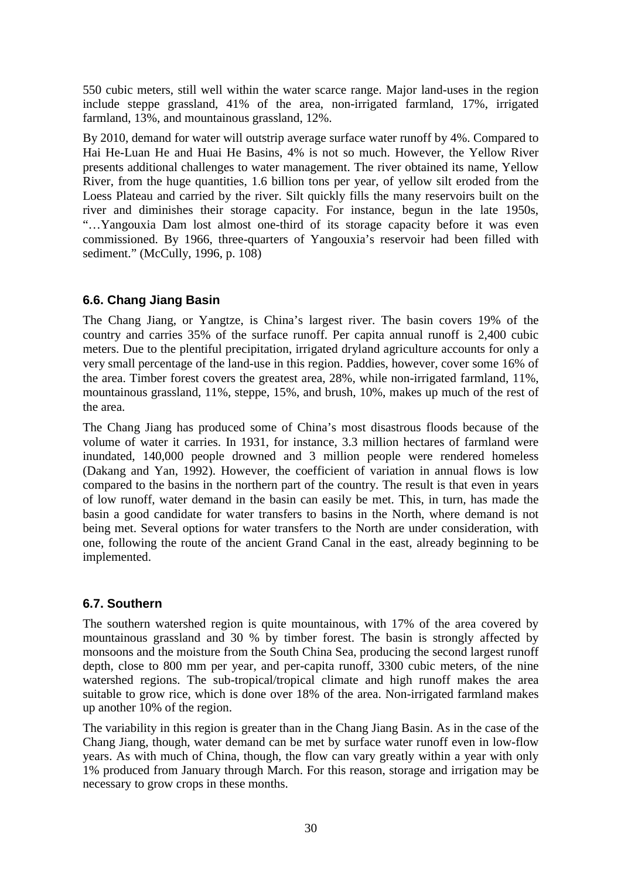550 cubic meters, still well within the water scarce range. Major land-uses in the region include steppe grassland, 41% of the area, non-irrigated farmland, 17%, irrigated farmland, 13%, and mountainous grassland, 12%.

By 2010, demand for water will outstrip average surface water runoff by 4%. Compared to Hai He-Luan He and Huai He Basins, 4% is not so much. However, the Yellow River presents additional challenges to water management. The river obtained its name, Yellow River, from the huge quantities, 1.6 billion tons per year, of yellow silt eroded from the Loess Plateau and carried by the river. Silt quickly fills the many reservoirs built on the river and diminishes their storage capacity. For instance, begun in the late 1950s, "…Yangouxia Dam lost almost one-third of its storage capacity before it was even commissioned. By 1966, three-quarters of Yangouxia's reservoir had been filled with sediment." (McCully, 1996, p. 108)

### 6.6. Chang Jiang Basin

The Chang Jiang, or Yangtze, is China's largest river. The basin covers 19% of the country and carries 35% of the surface runoff. Per capita annual runoff is 2,400 cubic meters. Due to the plentiful precipitation, irrigated dryland agriculture accounts for only a very small percentage of the land-use in this region. Paddies, however, cover some 16% of the area. Timber forest covers the greatest area, 28%, while non-irrigated farmland, 11%, mountainous grassland, 11%, steppe, 15%, and brush, 10%, makes up much of the rest of the area.

The Chang Jiang has produced some of China's most disastrous floods because of the volume of water it carries. In 1931, for instance, 3.3 million hectares of farmland were inundated, 140,000 people drowned and 3 million people were rendered homeless (Dakang and Yan, 1992). However, the coefficient of variation in annual flows is low compared to the basins in the northern part of the country. The result is that even in years of low runoff, water demand in the basin can easily be met. This, in turn, has made the basin a good candidate for water transfers to basins in the North, where demand is not being met. Several options for water transfers to the North are under consideration, with one, following the route of the ancient Grand Canal in the east, already beginning to be implemented.

### 6.7. Southern

The southern watershed region is quite mountainous, with 17% of the area covered by mountainous grassland and 30 % by timber forest. The basin is strongly affected by monsoons and the moisture from the South China Sea, producing the second largest runoff depth, close to 800 mm per year, and per-capita runoff, 3300 cubic meters, of the nine watershed regions. The sub-tropical/tropical climate and high runoff makes the area suitable to grow rice, which is done over 18% of the area. Non-irrigated farmland makes up another 10% of the region.

The variability in this region is greater than in the Chang Jiang Basin. As in the case of the Chang Jiang, though, water demand can be met by surface water runoff even in low-flow years. As with much of China, though, the flow can vary greatly within a year with only 1% produced from January through March. For this reason, storage and irrigation may be necessary to grow crops in these months.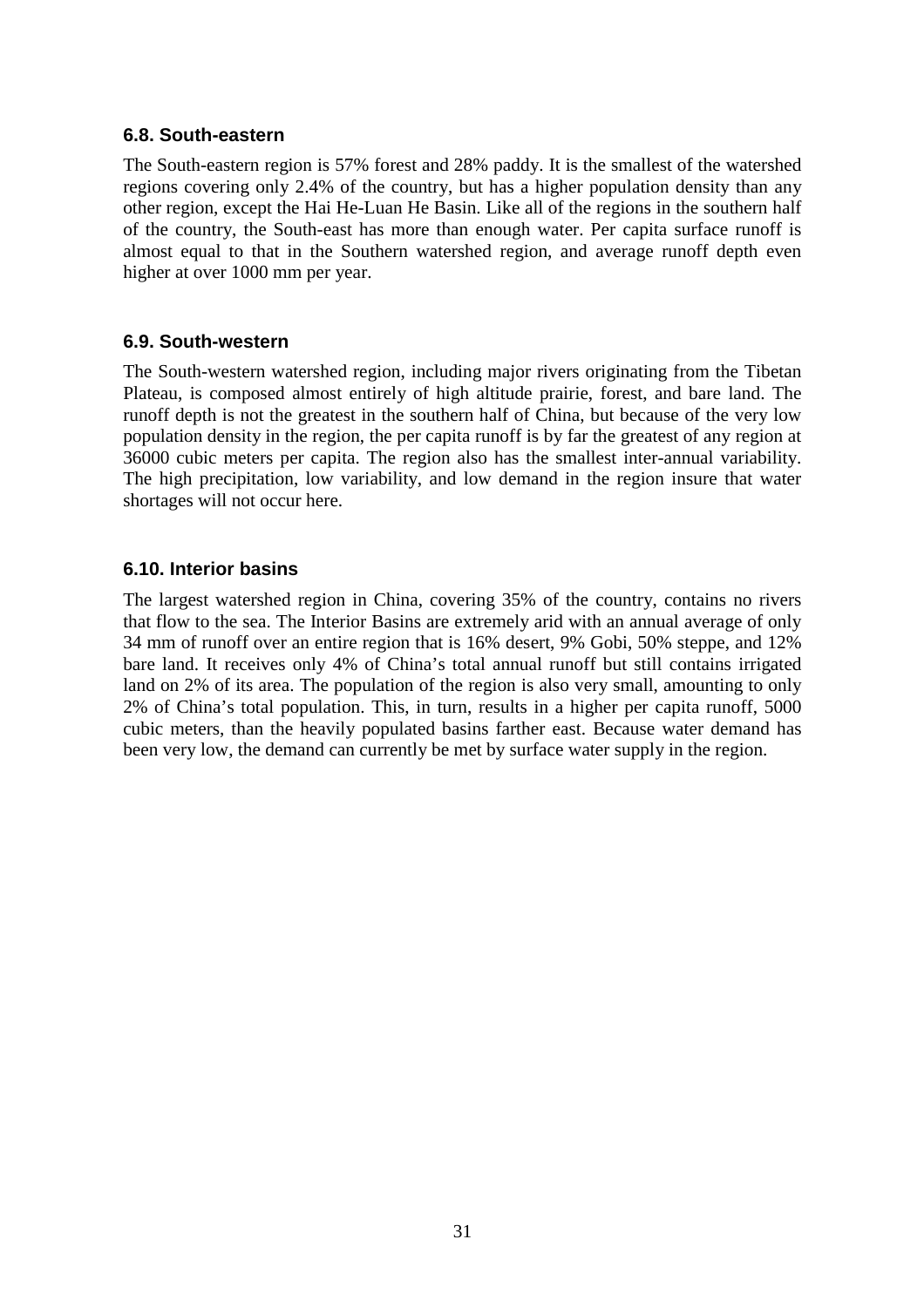### 6.8. South-eastern

The South-eastern region is 57% forest and 28% paddy. It is the smallest of the watershed regions covering only 2.4% of the country, but has a higher population density than any other region, except the Hai He-Luan He Basin. Like all of the regions in the southern half of the country, the South-east has more than enough water. Per capita surface runoff is almost equal to that in the Southern watershed region, and average runoff depth even higher at over 1000 mm per year.

### 6.9. South-western

The South-western watershed region, including major rivers originating from the Tibetan Plateau, is composed almost entirely of high altitude prairie, forest, and bare land. The runoff depth is not the greatest in the southern half of China, but because of the very low population density in the region, the per capita runoff is by far the greatest of any region at 36000 cubic meters per capita. The region also has the smallest inter-annual variability. The high precipitation, low variability, and low demand in the region insure that water shortages will not occur here.

### 6.10. Interior basins

The largest watershed region in China, covering 35% of the country, contains no rivers that flow to the sea. The Interior Basins are extremely arid with an annual average of only 34 mm of runoff over an entire region that is 16% desert, 9% Gobi, 50% steppe, and 12% bare land. It receives only 4% of China's total annual runoff but still contains irrigated land on 2% of its area. The population of the region is also very small, amounting to only 2% of China's total population. This, in turn, results in a higher per capita runoff, 5000 cubic meters, than the heavily populated basins farther east. Because water demand has been very low, the demand can currently be met by surface water supply in the region.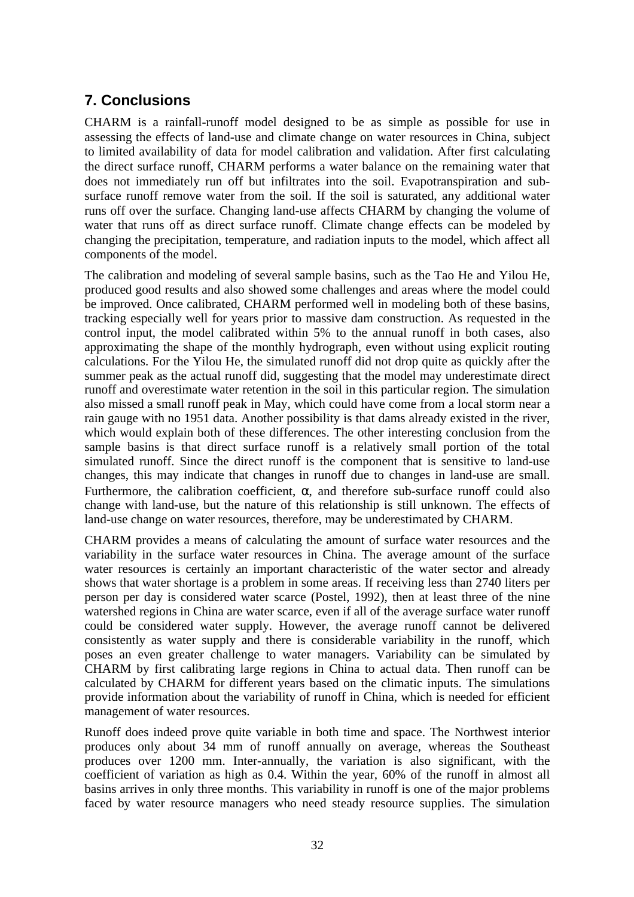## 7. Conclusions

CHARM is a rainfall-runoff model designed to be as simple as possible for use in assessing the effects of land-use and climate change on water resources in China, subject to limited availability of data for model calibration and validation. After first calculating the direct surface runoff, CHARM performs a water balance on the remaining water that does not immediately run off but infiltrates into the soil. Evapotranspiration and sub-surface runoff remove water from the soil. If the soil is saturated, any additional water runs off over the surface. Changing land-use affects CHARM by changing the volume of water that runs off as direct surface runoff. Climate change effects can be modeled by changing the precipitation, temperature, and radiation inputs to the model, which affect all components of the model.

The calibration and modeling of several sample basins, such as the Tao He and Yilou He, produced good results and also showed some challenges and areas where the model could be improved. Once calibrated, CHARM performed well in modeling both of these basins, tracking especially well for years prior to massive dam construction. As requested in the control input, the model calibrated within 5% to the annual runoff in both cases, also approximating the shape of the monthly hydrograph, even without using explicit routing calculations. For the Yilou He, the simulated runoff did not drop quite as quickly after the summer peak as the actual runoff did, suggesting that the model may underestimate direct runoff and overestimate water retention in the soil in this particular region. The simulation also missed a small runoff peak in May, which could have come from a local storm near a rain gauge with no 1951 data. Another possibility is that dams already existed in the river, which would explain both of these differences. The other interesting conclusion from the sample basins is that direct surface runoff is a relatively small portion of the total simulated runoff. Since the direct runoff is the component that is sensitive to land-use changes, this may indicate that changes in runoff due to changes in land-use are small. Furthermore, the calibration coefficient, $\alpha$, and therefore sub-surface runoff could also change with land-use, but the nature of this relationship is still unknown. The effects of land-use change on water resources, therefore, may be underestimated by CHARM.

CHARM provides a means of calculating the amount of surface water resources and the variability in the surface water resources in China. The average amount of the surface water resources is certainly an important characteristic of the water sector and already shows that water shortage is a problem in some areas. If receiving less than 2740 liters per person per day is considered water scarce (Postel, 1992), then at least three of the nine watershed regions in China are water scarce, even if all of the average surface water runoff could be considered water supply. However, the average runoff cannot be delivered consistently as water supply and there is considerable variability in the runoff, which poses an even greater challenge to water managers. Variability can be simulated by CHARM by first calibrating large regions in China to actual data. Then runoff can be calculated by CHARM for different years based on the climatic inputs. The simulations provide information about the variability of runoff in China, which is needed for efficient management of water resources.

Runoff does indeed prove quite variable in both time and space. The Northwest interior produces only about 34 mm of runoff annually on average, whereas the Southeast produces over 1200 mm. Inter-annually, the variation is also significant, with the coefficient of variation as high as 0.4. Within the year, 60% of the runoff in almost all basins arrives in only three months. This variability in runoff is one of the major problems faced by water resource managers who need steady resource supplies. The simulation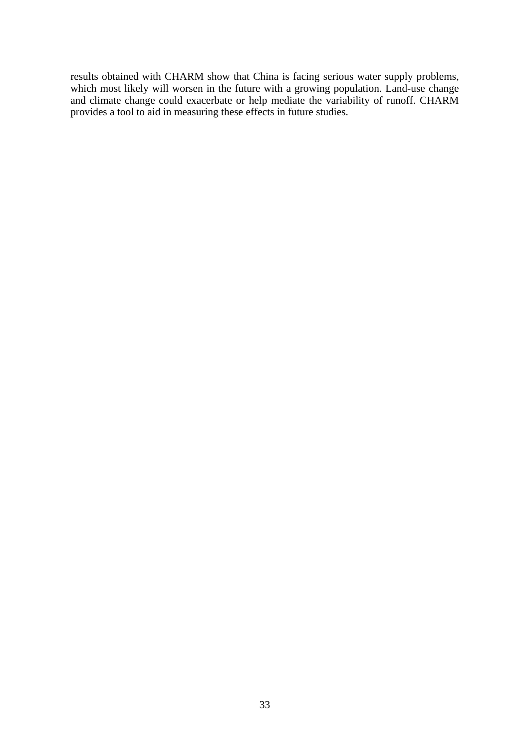results obtained with CHARM show that China is facing serious water supply problems, which most likely will worsen in the future with a growing population. Land-use change and climate change could exacerbate or help mediate the variability of runoff. CHARM provides a tool to aid in measuring these effects in future studies.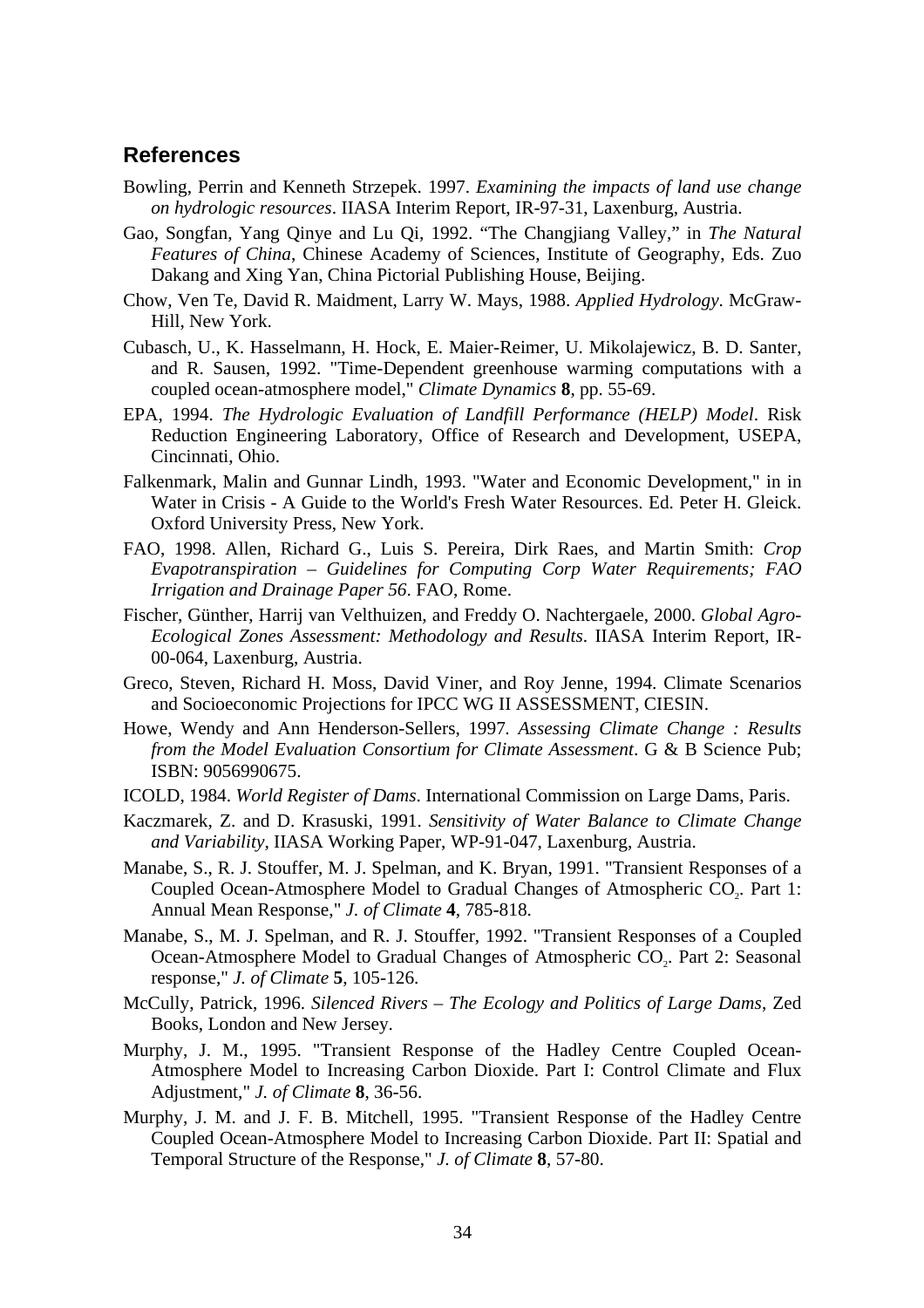## References

Bowling, Perrin and Kenneth Strzepek. 1997. *Examining the impacts of land use change on hydrologic resources*. IIASA Interim Report, IR-97-31, Laxenburg, Austria.

Gao, Songfan, Yang Qinye and Lu Qi, 1992. "The Changjiang Valley," in *The Natural Features of China*, Chinese Academy of Sciences, Institute of Geography, Eds. Zuo Dakang and Xing Yan, China Pictorial Publishing House, Beijing.

Chow, Ven Te, David R. Maidment, Larry W. Mays, 1988. *Applied Hydrology*. McGraw-Hill, New York.

Cubasch, U., K. Hasselmann, H. Hock, E. Maier-Reimer, U. Mikolajewicz, B. D. Santer, and R. Sausen, 1992. "Time-Dependent greenhouse warming computations with a coupled ocean-atmosphere model," *Climate Dynamics* **8**, pp. 55-69.

EPA, 1994. *The Hydrologic Evaluation of Landfill Performance (HELP) Model*. Risk Reduction Engineering Laboratory, Office of Research and Development, USEPA, Cincinnati, Ohio.

Falkenmark, Malin and Gunnar Lindh, 1993. "Water and Economic Development," in in Water in Crisis - A Guide to the World's Fresh Water Resources. Ed. Peter H. Gleick. Oxford University Press, New York.

FAO, 1998. Allen, Richard G., Luis S. Pereira, Dirk Raes, and Martin Smith: *Crop Evapotranspiration – Guidelines for Computing Corp Water Requirements; FAO Irrigation and Drainage Paper 56*. FAO, Rome.

Fischer, Günther, Harrij van Velthuizen, and Freddy O. Nachtergaele, 2000. *Global Agro-Ecological Zones Assessment: Methodology and Results*. IIASA Interim Report, IR-00-064, Laxenburg, Austria.

Greco, Steven, Richard H. Moss, David Viner, and Roy Jenne, 1994. Climate Scenarios and Socioeconomic Projections for IPCC WG II ASSESSMENT, CIESIN.

Howe, Wendy and Ann Henderson-Sellers, 1997. *Assessing Climate Change : Results from the Model Evaluation Consortium for Climate Assessment*. G & B Science Pub; ISBN: 9056990675.

ICOLD, 1984. *World Register of Dams*. International Commission on Large Dams, Paris.

Kaczmarek, Z. and D. Krasuski, 1991. *Sensitivity of Water Balance to Climate Change and Variability*, IIASA Working Paper, WP-91-047, Laxenburg, Austria.

Manabe, S., R. J. Stouffer, M. J. Spelman, and K. Bryan, 1991. "Transient Responses of a Coupled Ocean-Atmosphere Model to Gradual Changes of Atmospheric $CO_2$. Part 1: Annual Mean Response," *J. of Climate* **4**, 785-818.

Manabe, S., M. J. Spelman, and R. J. Stouffer, 1992. "Transient Responses of a Coupled Ocean-Atmosphere Model to Gradual Changes of Atmospheric $CO_2$. Part 2: Seasonal response," *J. of Climate* **5**, 105-126.

McCully, Patrick, 1996. *Silenced Rivers – The Ecology and Politics of Large Dams*, Zed Books, London and New Jersey.

Murphy, J. M., 1995. "Transient Response of the Hadley Centre Coupled Ocean-Atmosphere Model to Increasing Carbon Dioxide. Part I: Control Climate and Flux Adjustment," *J. of Climate* **8**, 36-56.

Murphy, J. M. and J. F. B. Mitchell, 1995. "Transient Response of the Hadley Centre Coupled Ocean-Atmosphere Model to Increasing Carbon Dioxide. Part II: Spatial and Temporal Structure of the Response," *J. of Climate* **8**, 57-80.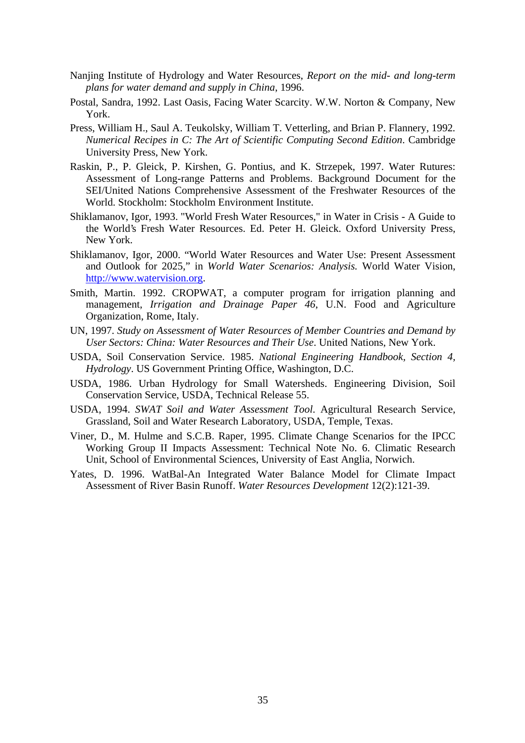Nanjing Institute of Hydrology and Water Resources, *Report on the mid- and long-term plans for water demand and supply in China*, 1996.

Postal, Sandra, 1992. Last Oasis, Facing Water Scarcity. W.W. Norton & Company, New York.

Press, William H., Saul A. Teukolsky, William T. Vetterling, and Brian P. Flannery, 1992. *Numerical Recipes in C: The Art of Scientific Computing Second Edition*. Cambridge University Press, New York.

Raskin, P., P. Gleick, P. Kirshen, G. Pontius, and K. Strzepek, 1997. Water Rutures: Assessment of Long-range Patterns and Problems. Background Document for the SEI/United Nations Comprehensive Assessment of the Freshwater Resources of the World. Stockholm: Stockholm Environment Institute.

Shiklamanov, Igor, 1993. "World Fresh Water Resources," in Water in Crisis - A Guide to the World's Fresh Water Resources. Ed. Peter H. Gleick. Oxford University Press, New York.

Shiklamanov, Igor, 2000. "World Water Resources and Water Use: Present Assessment and Outlook for 2025," in *World Water Scenarios: Analysis.* World Water Vision, http://www.watervision.org.

Smith, Martin. 1992. CROPWAT, a computer program for irrigation planning and management, *Irrigation and Drainage Paper 46*, U.N. Food and Agriculture Organization, Rome, Italy.

UN, 1997. *Study on Assessment of Water Resources of Member Countries and Demand by User Sectors: China: Water Resources and Their Use*. United Nations, New York.

USDA, Soil Conservation Service. 1985. *National Engineering Handbook, Section 4, Hydrology*. US Government Printing Office, Washington, D.C.

USDA, 1986. Urban Hydrology for Small Watersheds. Engineering Division, Soil Conservation Service, USDA, Technical Release 55.

USDA, 1994. *SWAT Soil and Water Assessment Tool.* Agricultural Research Service, Grassland, Soil and Water Research Laboratory, USDA, Temple, Texas.

Viner, D., M. Hulme and S.C.B. Raper, 1995. Climate Change Scenarios for the IPCC Working Group II Impacts Assessment: Technical Note No. 6. Climatic Research Unit, School of Environmental Sciences, University of East Anglia, Norwich.

Yates, D. 1996. WatBal-An Integrated Water Balance Model for Climate Impact Assessment of River Basin Runoff. *Water Resources Development* 12(2):121-39.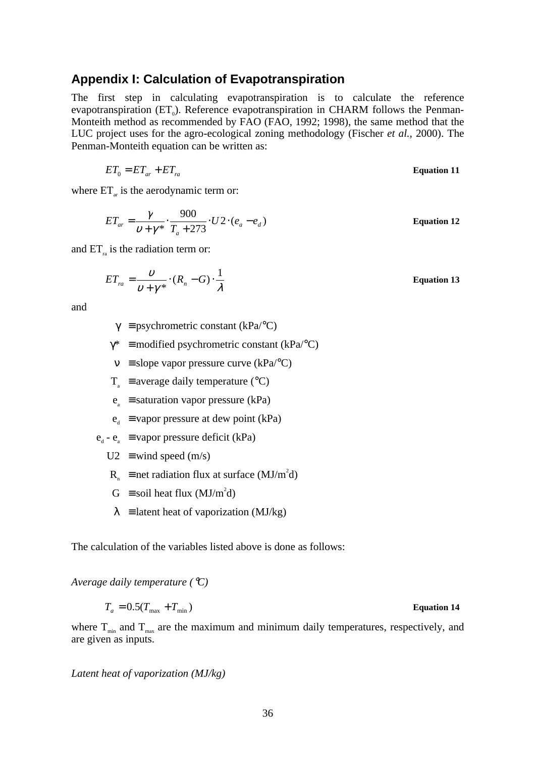## Appendix I: Calculation of Evapotranspiration

The first step in calculating evapotranspiration is to calculate the reference evapotranspiration ($ET_0$). Reference evapotranspiration in CHARM follows the Penman-Monteith method as recommended by FAO (FAO, 1992; 1998), the same method that the LUC project uses for the agro-ecological zoning methodology (Fischer *et al.*, 2000). The Penman-Monteith equation can be written as:

$$ET_0 = ET_{ar} + ET_{ra} \qquad \textbf{Equation 11}$$

where $ET_{ar}$ is the aerodynamic term or:

$$ET_{ar} = \frac{\gamma}{\upsilon + \gamma^*} \cdot \frac{900}{T_a + 273} \cdot U2 \cdot (e_a - e_d) \qquad \textbf{Equation 12}$$

and $ET_{ra}$ is the radiation term or:

$$ET_{ra} = \frac{\upsilon}{\upsilon + \gamma^*} \cdot (R_n - G) \cdot \frac{1}{\lambda} \qquad \textbf{Equation 13}$$

and

- $\gamma$ ≡ psychrometric constant (kPa/°C)
- $\gamma^*$ ≡ modified psychrometric constant (kPa/°C)
- $\nu$ ≡ slope vapor pressure curve (kPa/°C)
- $T_a$ ≡ average daily temperature (°C)
- $e_a$ ≡ saturation vapor pressure (kPa)
- $e_d$ ≡ vapor pressure at dew point (kPa)
- $e_d$ - $e_a$ ≡ vapor pressure deficit (kPa)
- U2 ≡ wind speed (m/s)
- $R_n$ ≡ net radiation flux at surface (MJ/m$^2$d)
- G ≡ soil heat flux (MJ/m$^2$d)
- $\lambda$ ≡ latent heat of vaporization (MJ/kg)

The calculation of the variables listed above is done as follows:

*Average daily temperature (°C)*

$$T_a = 0.5(T_{max} + T_{min}) \qquad \textbf{Equation 14}$$

where $T_{min}$ and $T_{max}$ are the maximum and minimum daily temperatures, respectively, and are given as inputs.

*Latent heat of vaporization (MJ/kg)*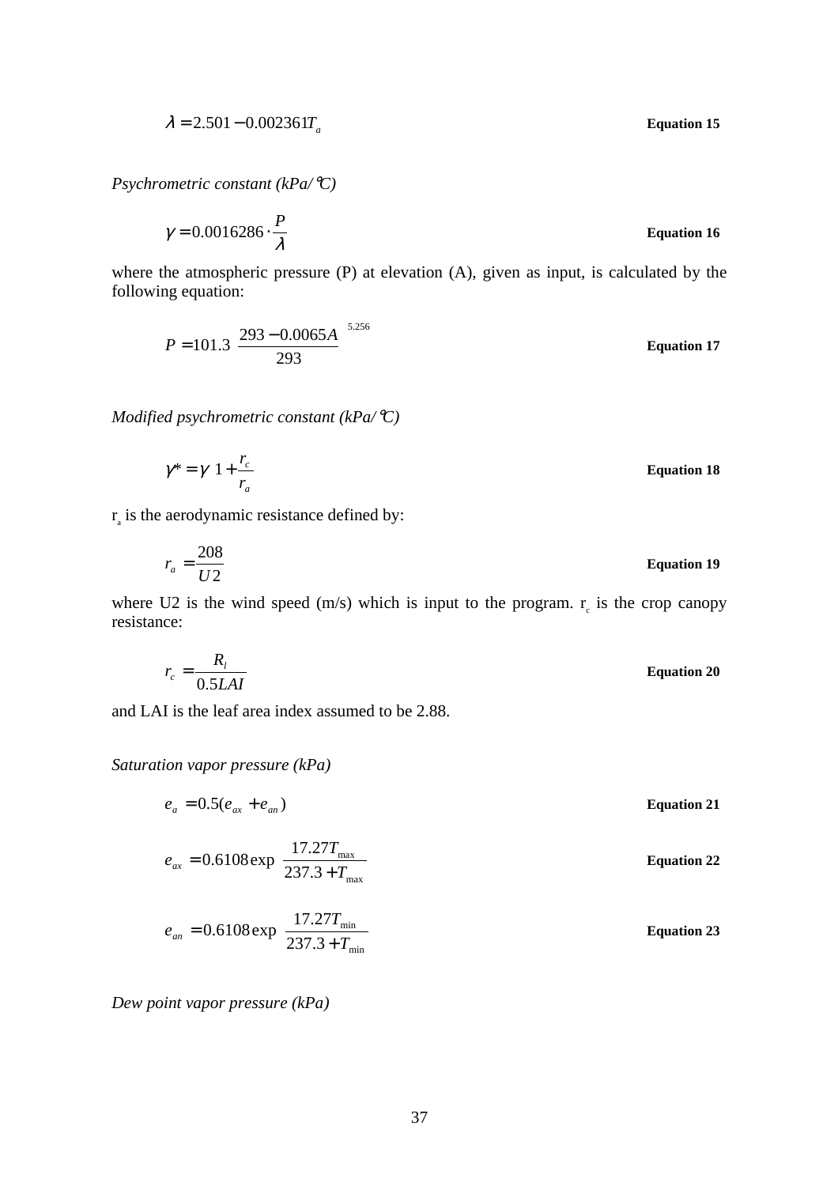$$\lambda = 2.501 - 0.002361 T_a \qquad \textbf{Equation 15}$$

*Psychrometric constant (kPa/°C)*

$$\gamma = 0.0016286 \cdot \frac{P}{\lambda} \qquad \textbf{Equation 16}$$

where the atmospheric pressure (P) at elevation (A), given as input, is calculated by the following equation:

$$P = 101.3 \left( \frac{293 - 0.0065A}{293} \right)^{5.256} \qquad \textbf{Equation 17}$$

*Modified psychrometric constant (kPa/°C)*

$$\gamma * = \gamma \left( 1 + \frac{r_c}{r_a} \right) \qquad \textbf{Equation 18}$$

$r_a$ is the aerodynamic resistance defined by:

$$r_a = \frac{208}{U2} \qquad \textbf{Equation 19}$$

where U2 is the wind speed (m/s) which is input to the program. $r_c$ is the crop canopy resistance:

$$r_c = \frac{R_l}{0.5LAI} \qquad \textbf{Equation 20}$$

and LAI is the leaf area index assumed to be 2.88.

*Saturation vapor pressure (kPa)*

$$e_a = 0.5(e_{ax} + e_{an}) \qquad \textbf{Equation 21}$$

$$e_{ax} = 0.6108 \exp \left( \frac{17.27 T_{\max}}{237.3 + T_{\max}} \right) \qquad \textbf{Equation 22}$$

$$e_{an} = 0.6108 \exp \left( \frac{17.27 T_{\min}}{237.3 + T_{\min}} \right) \qquad \textbf{Equation 23}$$

*Dew point vapor pressure (kPa)*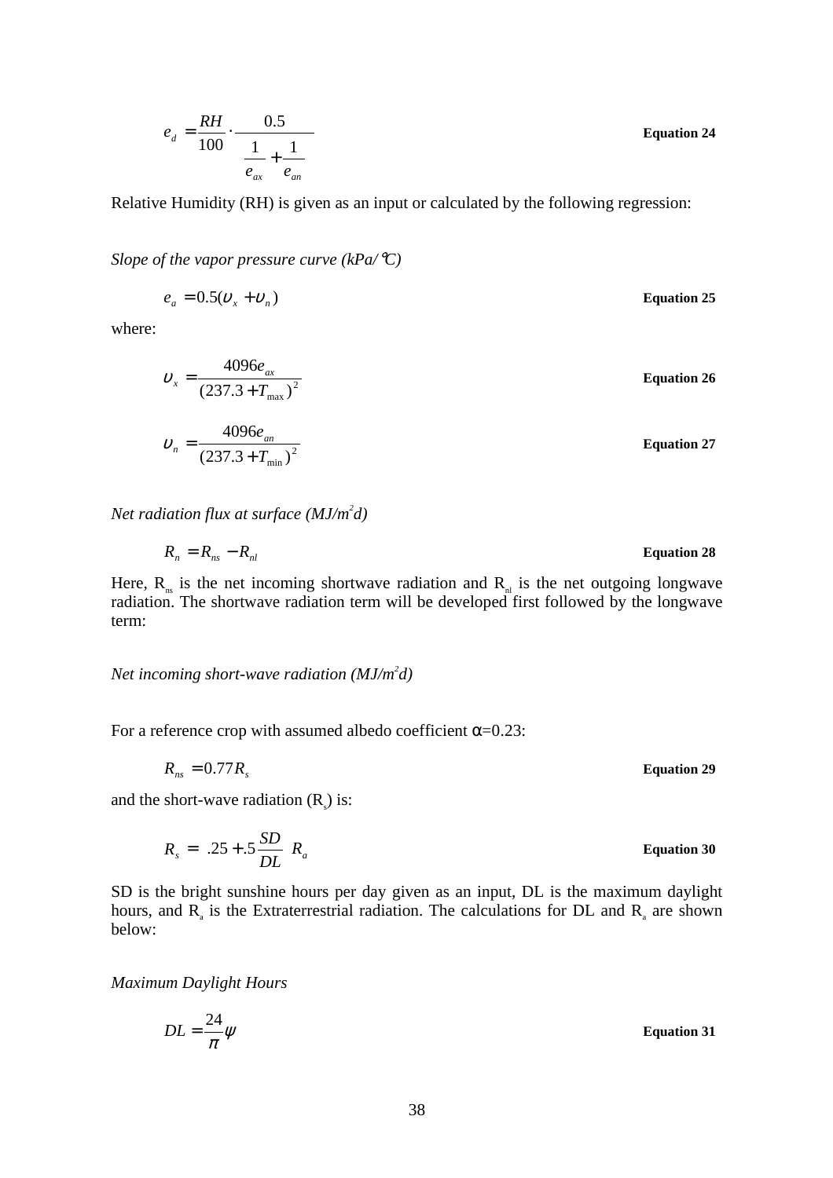$$e_d = \frac{RH}{100} \cdot \frac{0.5}{\dfrac{1}{e_{ax}} + \dfrac{1}{e_{an}}} \qquad \textbf{Equation 24}$$

Relative Humidity (RH) is given as an input or calculated by the following regression:

*Slope of the vapor pressure curve (kPa/°C)*

$$e_a = 0.5(\upsilon_x + \upsilon_n) \qquad \textbf{Equation 25}$$

where:

$$\upsilon_x = \frac{4096 e_{ax}}{(237.3 + T_{\max})^2} \qquad \textbf{Equation 26}$$

$$\upsilon_n = \frac{4096 e_{an}}{(237.3 + T_{\min})^2} \qquad \textbf{Equation 27}$$

*Net radiation flux at surface (MJ/m²d)*

$$R_n = R_{ns} - R_{nl} \qquad \textbf{Equation 28}$$

Here, $R_{ns}$ is the net incoming shortwave radiation and $R_{nl}$ is the net outgoing longwave radiation. The shortwave radiation term will be developed first followed by the longwave term:

*Net incoming short-wave radiation (MJ/m²d)*

For a reference crop with assumed albedo coefficient $\alpha$=0.23:

$$R_{ns} = 0.77 R_s \qquad \textbf{Equation 29}$$

and the short-wave radiation ($R_s$) is:

$$R_s = \left( .25 + .5 \frac{SD}{DL} \right) R_a \qquad \textbf{Equation 30}$$

SD is the bright sunshine hours per day given as an input, DL is the maximum daylight hours, and $R_a$ is the Extraterrestrial radiation. The calculations for DL and $R_a$ are shown below:

*Maximum Daylight Hours*

$$DL = \frac{24}{\pi} \psi \qquad \textbf{Equation 31}$$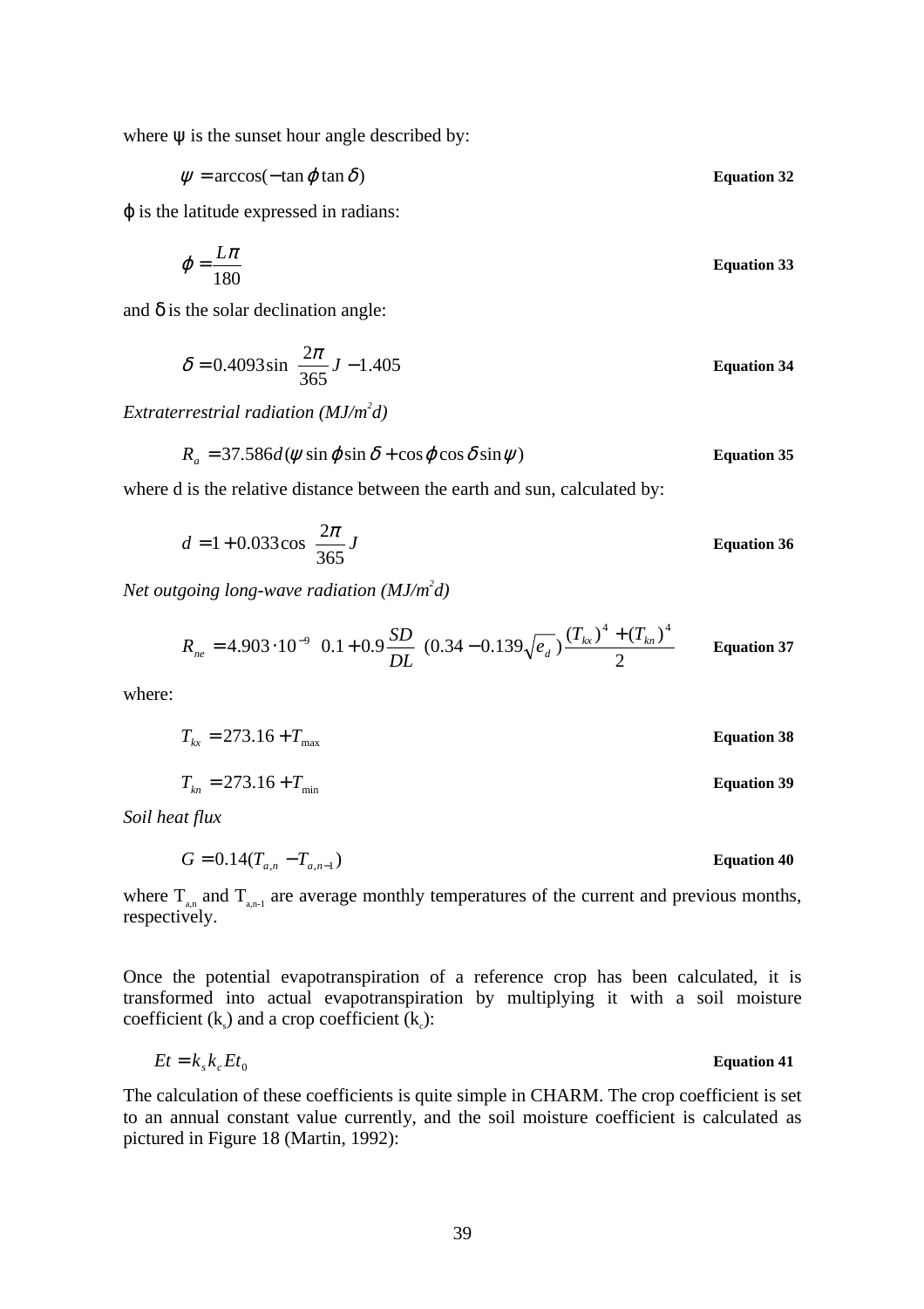where ψ is the sunset hour angle described by:

$$\psi = \arccos(-\tan\varphi \tan\delta) \qquad \textbf{Equation 32}$$

φ is the latitude expressed in radians:

$$\varphi = \frac{L\pi}{180} \qquad \textbf{Equation 33}$$

and δ is the solar declination angle:

$$\delta = 0.4093 \sin\left(\frac{2\pi}{365} J - 1.405\right) \qquad \textbf{Equation 34}$$

*Extraterrestrial radiation (MJ/m²d)*

$$R_a = 37.586 d(\psi \sin\varphi \sin\delta + \cos\varphi \cos\delta \sin\psi) \qquad \textbf{Equation 35}$$

where d is the relative distance between the earth and sun, calculated by:

$$d = 1 + 0.033 \cos\left(\frac{2\pi}{365} J\right) \qquad \textbf{Equation 36}$$

*Net outgoing long-wave radiation (MJ/m²d)*

$$R_{ne} = 4.903 \cdot 10^{-9} \left(0.1 + 0.9 \frac{SD}{DL}\right)(0.34 - 0.139\sqrt{e_d}) \frac{(T_{kx})^4 + (T_{kn})^4}{2} \qquad \textbf{Equation 37}$$

where:

$$T_{kx} = 273.16 + T_{\max} \qquad \textbf{Equation 38}$$

$$T_{kn} = 273.16 + T_{\min} \qquad \textbf{Equation 39}$$

*Soil heat flux*

$$G = 0.14(T_{a,n} - T_{a,n-1}) \qquad \textbf{Equation 40}$$

where $T_{a,n}$ and $T_{a,n-1}$ are average monthly temperatures of the current and previous months, respectively.

Once the potential evapotranspiration of a reference crop has been calculated, it is transformed into actual evapotranspiration by multiplying it with a soil moisture coefficient ($k_s$) and a crop coefficient ($k_c$):

$$Et = k_s k_c Et_0 \qquad \textbf{Equation 41}$$

The calculation of these coefficients is quite simple in CHARM. The crop coefficient is set to an annual constant value currently, and the soil moisture coefficient is calculated as pictured in Figure 18 (Martin, 1992):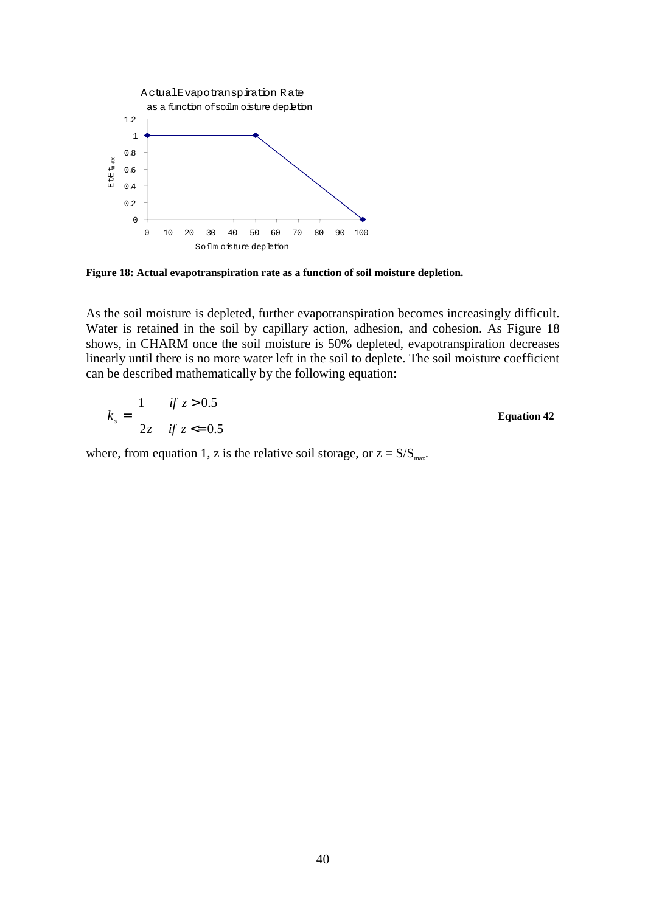Actual Evapotranspiration Rate
as a function of soil moisture depletion

1.2
1
0.8
0.6
0.4
0.2
0

$Et/Et_{max}$

0 10 20 30 40 50 60 70 80 90 100

Soil moisture depletion

**Figure 18: Actual evapotranspiration rate as a function of soil moisture depletion.**

As the soil moisture is depleted, further evapotranspiration becomes increasingly difficult. Water is retained in the soil by capillary action, adhesion, and cohesion. As Figure 18 shows, in CHARM once the soil moisture is 50% depleted, evapotranspiration decreases linearly until there is no more water left in the soil to deplete. The soil moisture coefficient can be described mathematically by the following equation:

$$k_s = \begin{cases} 1 & \text{if } z > 0.5 \\ 2z & \text{if } z <= 0.5 \end{cases}$$ **Equation 42**

where, from equation 1, z is the relative soil storage, or $z = S/S_{max}$.